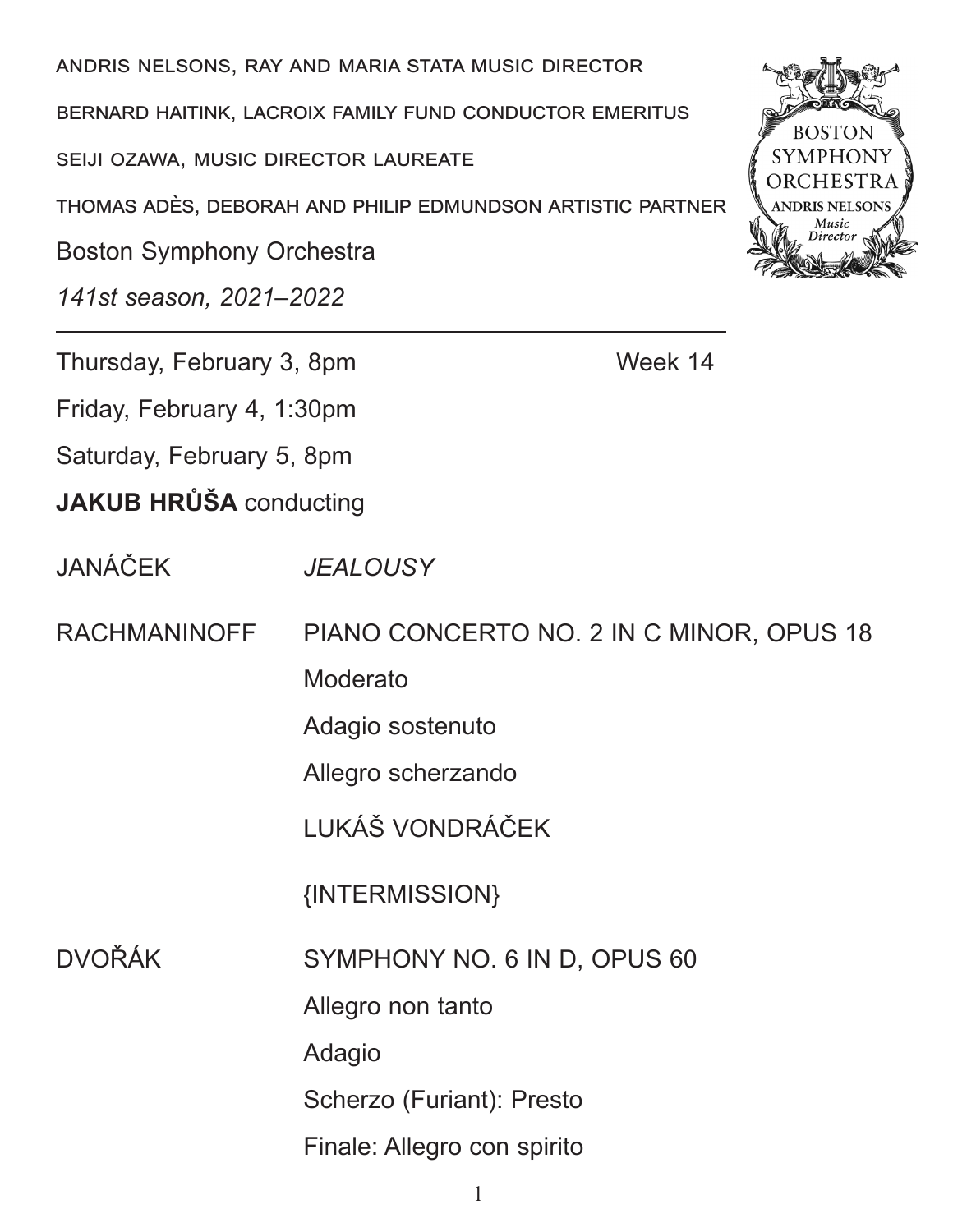ANDRIS NELSONS, RAY AND MARIA STATA MUSIC DIRECTOR

BERNARD HAITINK, LACROIX FAMILY FUND CONDUCTOR EMERITUS

SEIJI OZAWA, MUSIC DIRECTOR LAUREATE

THOMAS ADÈS, DEBORAH AND PHILIP EDMUNDSON ARTISTIC PARTNER

Boston Symphony Orchestra

*141st season, 2021–2022*

---

Thursday, February 3, 8pm — Week 14

Friday, February 4, 1:30pm

Saturday, February 5, 8pm

**JAKUB HRŮŠA** conducting

JANÁČEK — *JEALOUSY*

RACHMANINOFF — PIANO CONCERTO NO. 2 IN C MINOR, OPUS 18

- Moderato
- Adagio sostenuto
- Allegro scherzando

LUKÁŠ VONDRÁČEK

{INTERMISSION}

DVOŘÁK — SYMPHONY NO. 6 IN D, OPUS 60

- Allegro non tanto
- Adagio
- Scherzo (Furiant): Presto
- Finale: Allegro con spirito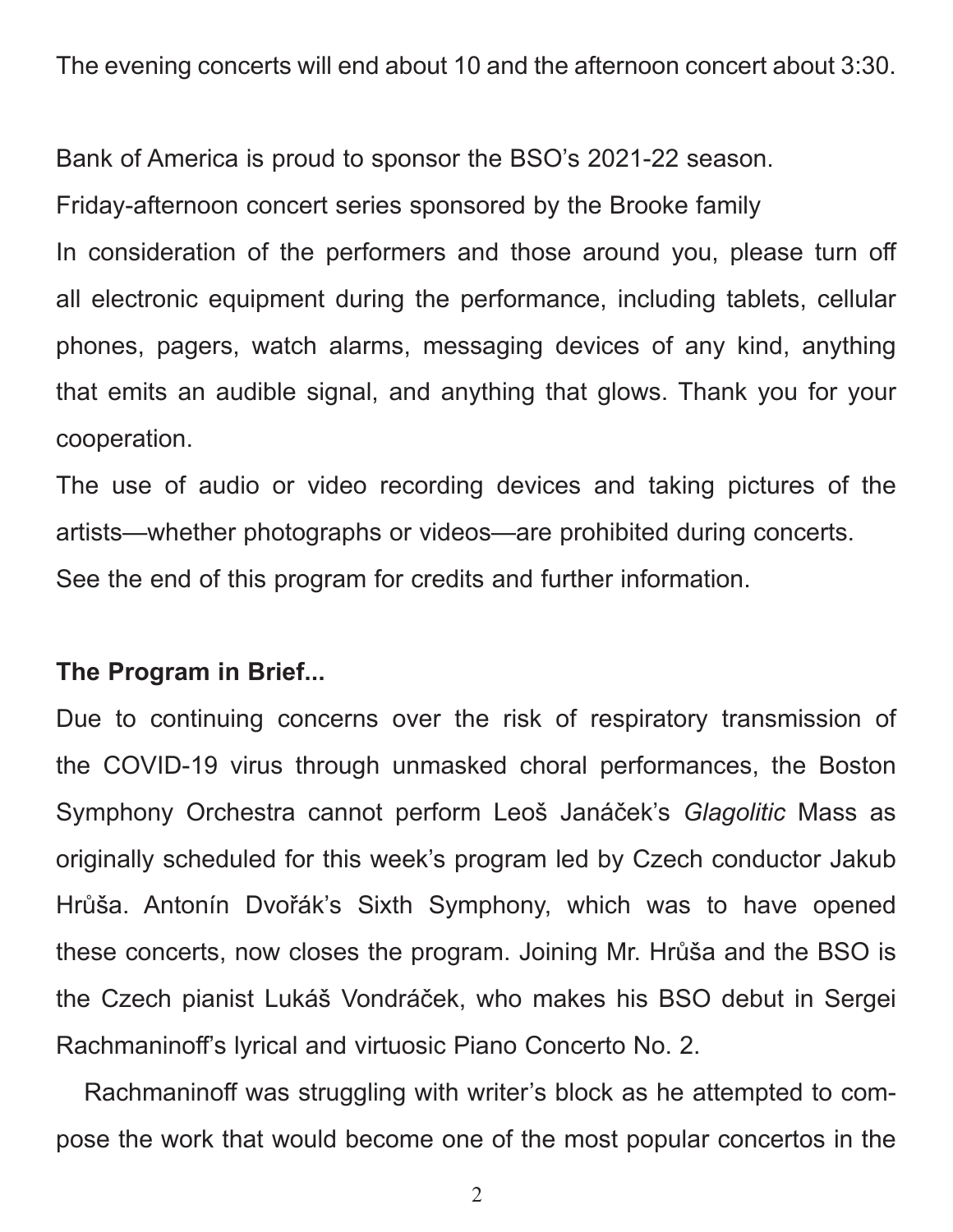The evening concerts will end about 10 and the afternoon concert about 3:30.

Bank of America is proud to sponsor the BSO's 2021-22 season.

Friday-afternoon concert series sponsored by the Brooke family

In consideration of the performers and those around you, please turn off all electronic equipment during the performance, including tablets, cellular phones, pagers, watch alarms, messaging devices of any kind, anything that emits an audible signal, and anything that glows. Thank you for your cooperation.

The use of audio or video recording devices and taking pictures of the artists—whether photographs or videos—are prohibited during concerts.

See the end of this program for credits and further information.

**The Program in Brief...**

Due to continuing concerns over the risk of respiratory transmission of the COVID-19 virus through unmasked choral performances, the Boston Symphony Orchestra cannot perform Leoš Janáček's *Glagolitic* Mass as originally scheduled for this week's program led by Czech conductor Jakub Hrůša. Antonín Dvořák's Sixth Symphony, which was to have opened these concerts, now closes the program. Joining Mr. Hrůša and the BSO is the Czech pianist Lukáš Vondráček, who makes his BSO debut in Sergei Rachmaninoff's lyrical and virtuosic Piano Concerto No. 2.

Rachmaninoff was struggling with writer's block as he attempted to compose the work that would become one of the most popular concertos in the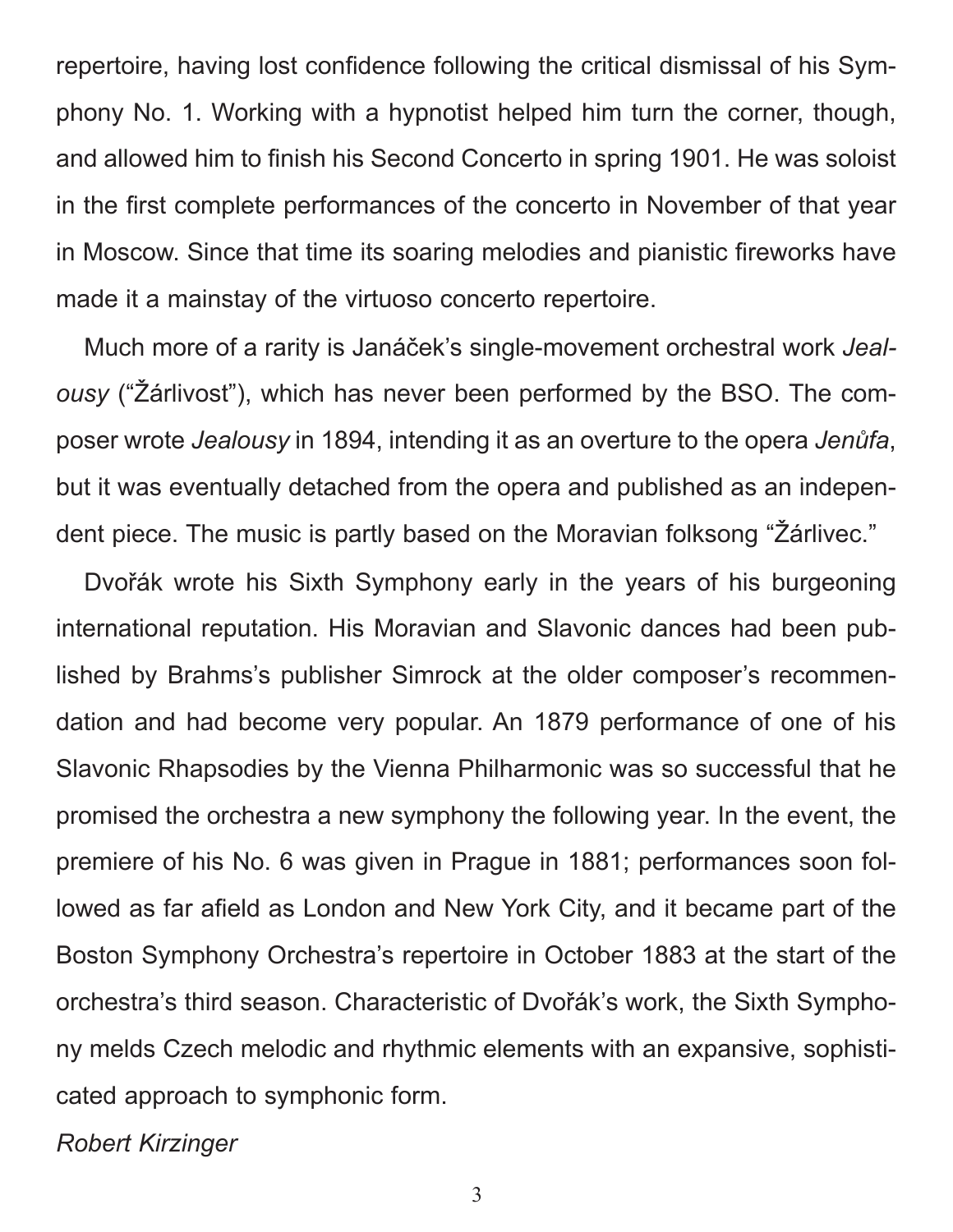repertoire, having lost confidence following the critical dismissal of his Symphony No. 1. Working with a hypnotist helped him turn the corner, though, and allowed him to finish his Second Concerto in spring 1901. He was soloist in the first complete performances of the concerto in November of that year in Moscow. Since that time its soaring melodies and pianistic fireworks have made it a mainstay of the virtuoso concerto repertoire.

Much more of a rarity is Janáček's single-movement orchestral work *Jealousy* ("Žárlivost"), which has never been performed by the BSO. The composer wrote *Jealousy* in 1894, intending it as an overture to the opera *Jenůfa*, but it was eventually detached from the opera and published as an independent piece. The music is partly based on the Moravian folksong "Žárlivec."

Dvořák wrote his Sixth Symphony early in the years of his burgeoning international reputation. His Moravian and Slavonic dances had been published by Brahms's publisher Simrock at the older composer's recommendation and had become very popular. An 1879 performance of one of his Slavonic Rhapsodies by the Vienna Philharmonic was so successful that he promised the orchestra a new symphony the following year. In the event, the premiere of his No. 6 was given in Prague in 1881; performances soon followed as far afield as London and New York City, and it became part of the Boston Symphony Orchestra's repertoire in October 1883 at the start of the orchestra's third season. Characteristic of Dvořák's work, the Sixth Symphony melds Czech melodic and rhythmic elements with an expansive, sophisticated approach to symphonic form.

*Robert Kirzinger*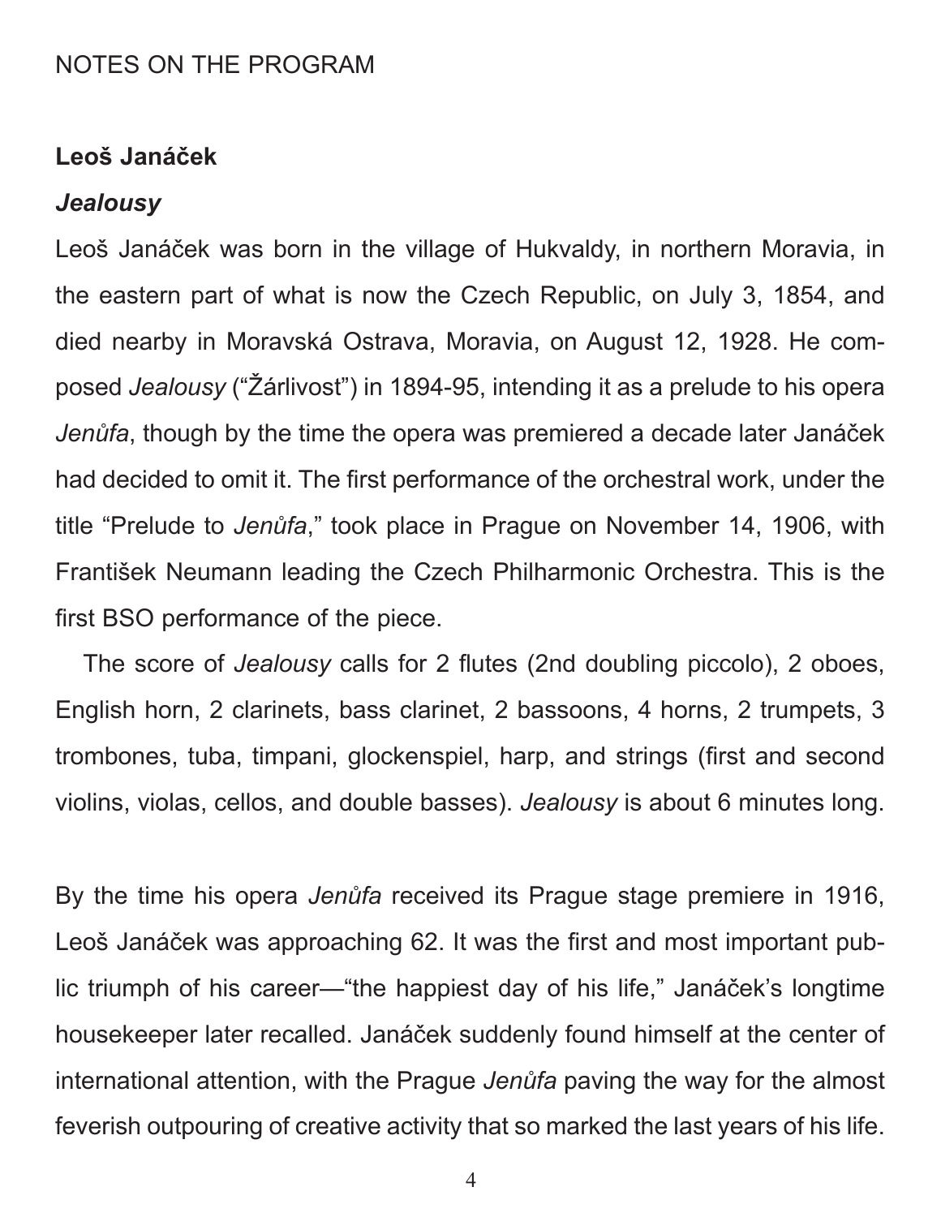NOTES ON THE PROGRAM

**Leoš Janáček**

***Jealousy***

Leoš Janáček was born in the village of Hukvaldy, in northern Moravia, in the eastern part of what is now the Czech Republic, on July 3, 1854, and died nearby in Moravská Ostrava, Moravia, on August 12, 1928. He composed *Jealousy* ("Žárlivost") in 1894-95, intending it as a prelude to his opera *Jenůfa*, though by the time the opera was premiered a decade later Janáček had decided to omit it. The first performance of the orchestral work, under the title "Prelude to *Jenůfa*," took place in Prague on November 14, 1906, with František Neumann leading the Czech Philharmonic Orchestra. This is the first BSO performance of the piece.

The score of *Jealousy* calls for 2 flutes (2nd doubling piccolo), 2 oboes, English horn, 2 clarinets, bass clarinet, 2 bassoons, 4 horns, 2 trumpets, 3 trombones, tuba, timpani, glockenspiel, harp, and strings (first and second violins, violas, cellos, and double basses). *Jealousy* is about 6 minutes long.

By the time his opera *Jenůfa* received its Prague stage premiere in 1916, Leoš Janáček was approaching 62. It was the first and most important public triumph of his career—"the happiest day of his life," Janáček's longtime housekeeper later recalled. Janáček suddenly found himself at the center of international attention, with the Prague *Jenůfa* paving the way for the almost feverish outpouring of creative activity that so marked the last years of his life.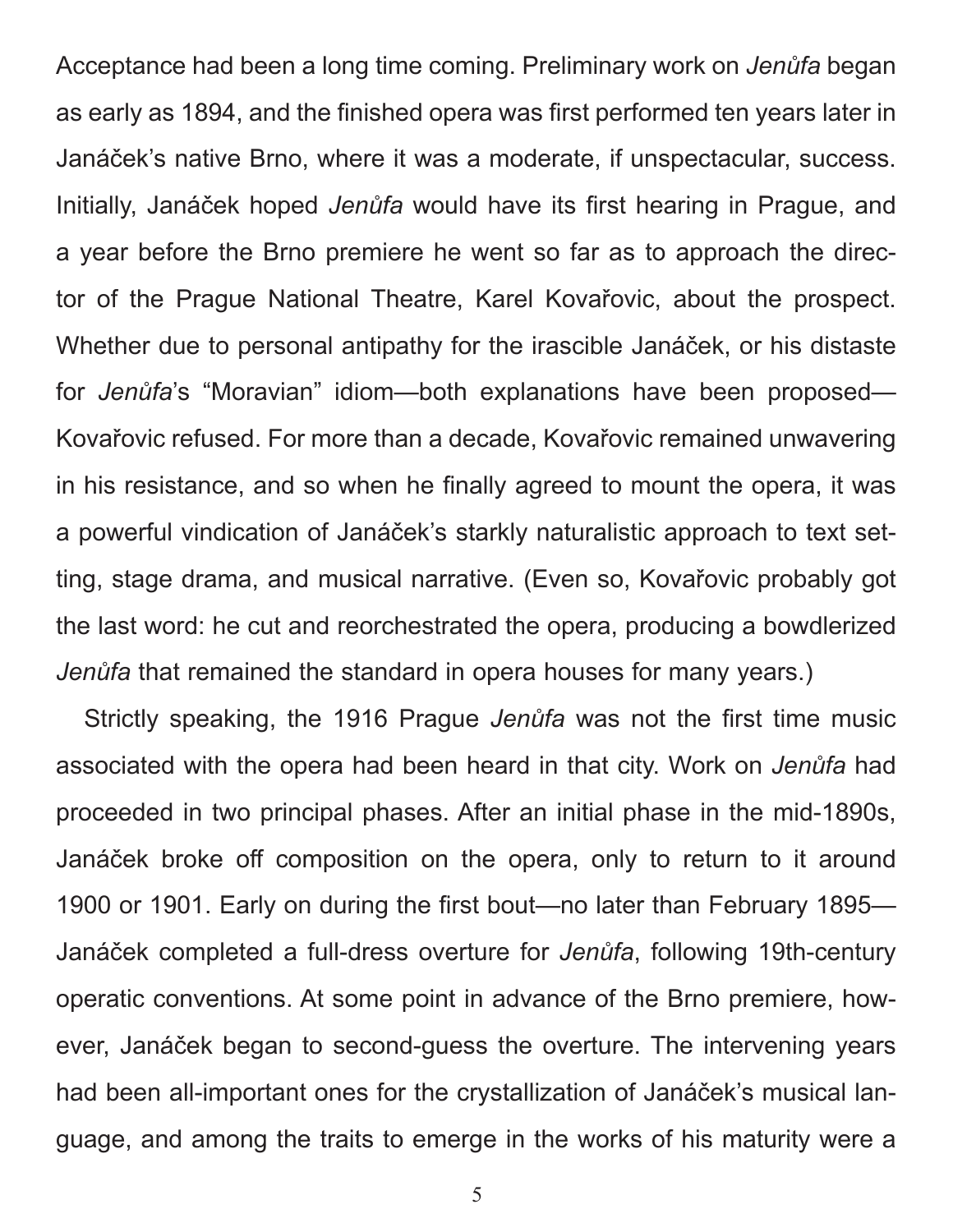Acceptance had been a long time coming. Preliminary work on *Jenůfa* began as early as 1894, and the finished opera was first performed ten years later in Janáček's native Brno, where it was a moderate, if unspectacular, success. Initially, Janáček hoped *Jenůfa* would have its first hearing in Prague, and a year before the Brno premiere he went so far as to approach the director of the Prague National Theatre, Karel Kovařovic, about the prospect. Whether due to personal antipathy for the irascible Janáček, or his distaste for *Jenůfa*'s "Moravian" idiom—both explanations have been proposed—Kovařovic refused. For more than a decade, Kovařovic remained unwavering in his resistance, and so when he finally agreed to mount the opera, it was a powerful vindication of Janáček's starkly naturalistic approach to text setting, stage drama, and musical narrative. (Even so, Kovařovic probably got the last word: he cut and reorchestrated the opera, producing a bowdlerized *Jenůfa* that remained the standard in opera houses for many years.)

Strictly speaking, the 1916 Prague *Jenůfa* was not the first time music associated with the opera had been heard in that city. Work on *Jenůfa* had proceeded in two principal phases. After an initial phase in the mid-1890s, Janáček broke off composition on the opera, only to return to it around 1900 or 1901. Early on during the first bout—no later than February 1895—Janáček completed a full-dress overture for *Jenůfa*, following 19th-century operatic conventions. At some point in advance of the Brno premiere, however, Janáček began to second-guess the overture. The intervening years had been all-important ones for the crystallization of Janáček's musical language, and among the traits to emerge in the works of his maturity were a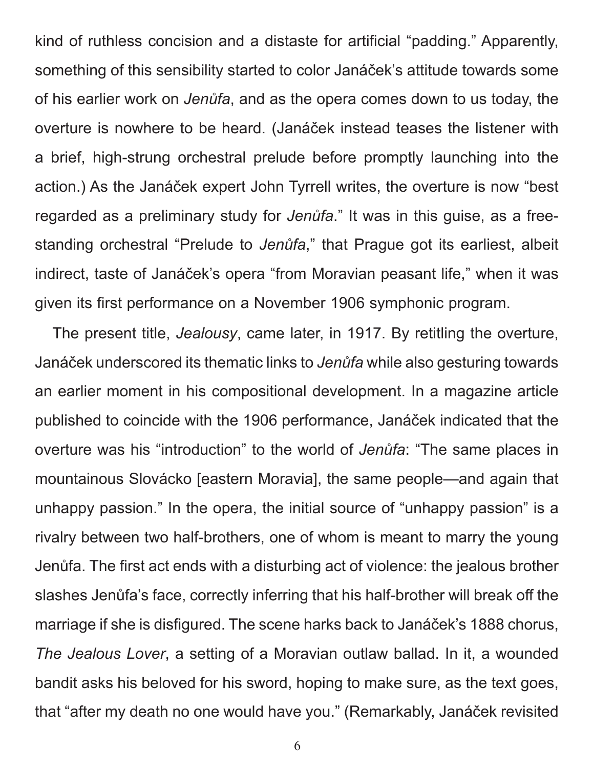kind of ruthless concision and a distaste for artificial "padding." Apparently, something of this sensibility started to color Janáček's attitude towards some of his earlier work on *Jenůfa*, and as the opera comes down to us today, the overture is nowhere to be heard. (Janáček instead teases the listener with a brief, high-strung orchestral prelude before promptly launching into the action.) As the Janáček expert John Tyrrell writes, the overture is now "best regarded as a preliminary study for *Jenůfa*." It was in this guise, as a free-standing orchestral "Prelude to *Jenůfa*," that Prague got its earliest, albeit indirect, taste of Janáček's opera "from Moravian peasant life," when it was given its first performance on a November 1906 symphonic program.

The present title, *Jealousy*, came later, in 1917. By retitling the overture, Janáček underscored its thematic links to *Jenůfa* while also gesturing towards an earlier moment in his compositional development. In a magazine article published to coincide with the 1906 performance, Janáček indicated that the overture was his "introduction" to the world of *Jenůfa*: "The same places in mountainous Slovácko [eastern Moravia], the same people—and again that unhappy passion." In the opera, the initial source of "unhappy passion" is a rivalry between two half-brothers, one of whom is meant to marry the young Jenůfa. The first act ends with a disturbing act of violence: the jealous brother slashes Jenůfa's face, correctly inferring that his half-brother will break off the marriage if she is disfigured. The scene harks back to Janáček's 1888 chorus, *The Jealous Lover*, a setting of a Moravian outlaw ballad. In it, a wounded bandit asks his beloved for his sword, hoping to make sure, as the text goes, that "after my death no one would have you." (Remarkably, Janáček revisited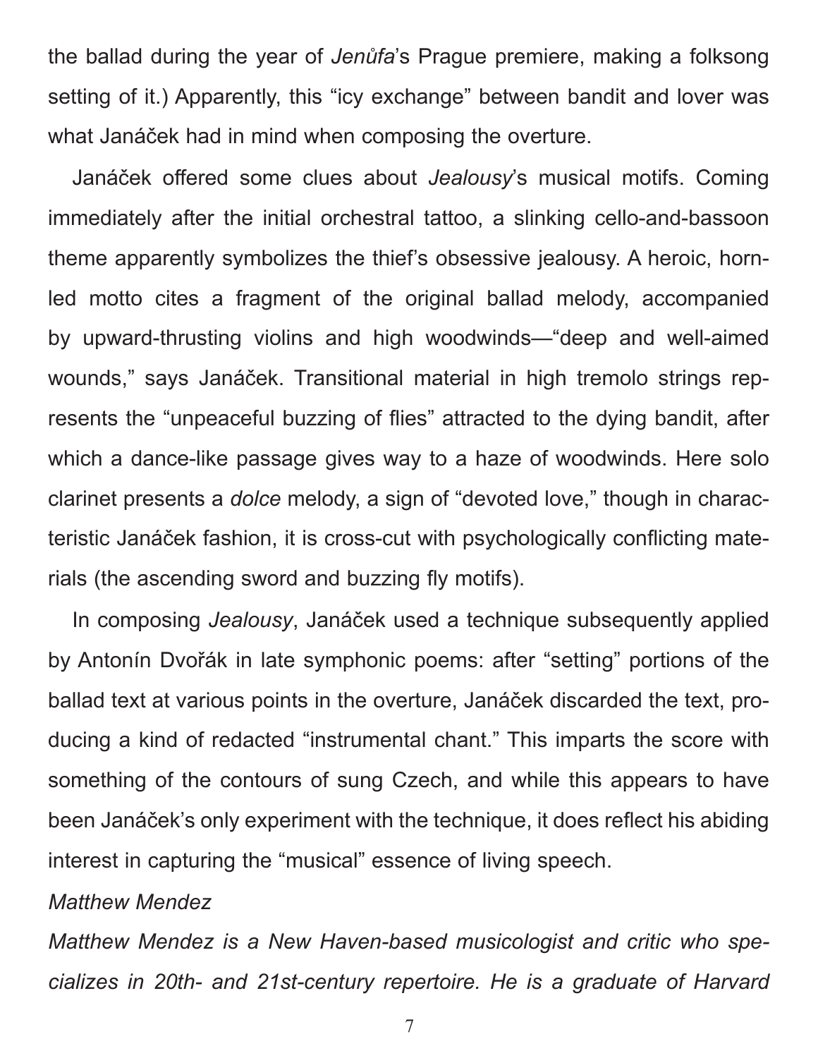the ballad during the year of *Jenůfa*'s Prague premiere, making a folksong setting of it.) Apparently, this "icy exchange" between bandit and lover was what Janáček had in mind when composing the overture.

Janáček offered some clues about *Jealousy*'s musical motifs. Coming immediately after the initial orchestral tattoo, a slinking cello-and-bassoon theme apparently symbolizes the thief's obsessive jealousy. A heroic, horn-led motto cites a fragment of the original ballad melody, accompanied by upward-thrusting violins and high woodwinds—"deep and well-aimed wounds," says Janáček. Transitional material in high tremolo strings represents the "unpeaceful buzzing of flies" attracted to the dying bandit, after which a dance-like passage gives way to a haze of woodwinds. Here solo clarinet presents a *dolce* melody, a sign of "devoted love," though in characteristic Janáček fashion, it is cross-cut with psychologically conflicting materials (the ascending sword and buzzing fly motifs).

In composing *Jealousy*, Janáček used a technique subsequently applied by Antonín Dvořák in late symphonic poems: after "setting" portions of the ballad text at various points in the overture, Janáček discarded the text, producing a kind of redacted "instrumental chant." This imparts the score with something of the contours of sung Czech, and while this appears to have been Janáček's only experiment with the technique, it does reflect his abiding interest in capturing the "musical" essence of living speech.

*Matthew Mendez*

*Matthew Mendez is a New Haven-based musicologist and critic who specializes in 20th- and 21st-century repertoire. He is a graduate of Harvard*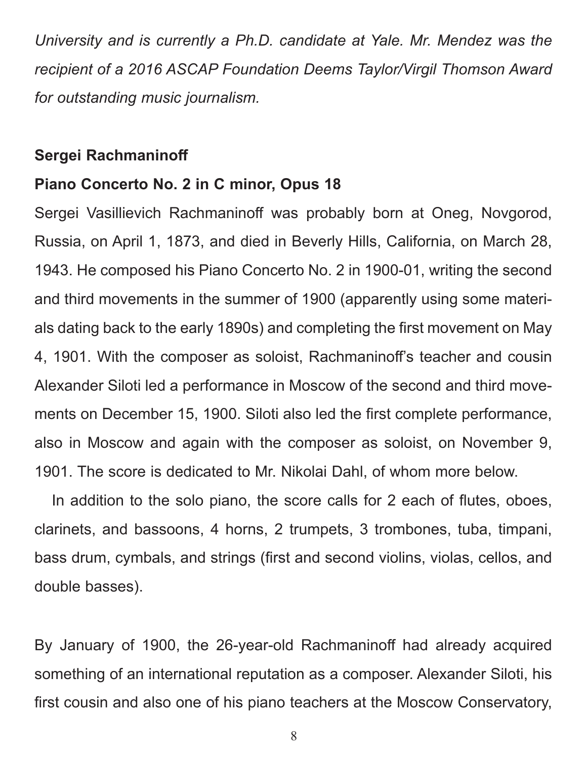*University and is currently a Ph.D. candidate at Yale. Mr. Mendez was the recipient of a 2016 ASCAP Foundation Deems Taylor/Virgil Thomson Award for outstanding music journalism.*

**Sergei Rachmaninoff**

**Piano Concerto No. 2 in C minor, Opus 18**

Sergei Vasillievich Rachmaninoff was probably born at Oneg, Novgorod, Russia, on April 1, 1873, and died in Beverly Hills, California, on March 28, 1943. He composed his Piano Concerto No. 2 in 1900-01, writing the second and third movements in the summer of 1900 (apparently using some materials dating back to the early 1890s) and completing the first movement on May 4, 1901. With the composer as soloist, Rachmaninoff's teacher and cousin Alexander Siloti led a performance in Moscow of the second and third movements on December 15, 1900. Siloti also led the first complete performance, also in Moscow and again with the composer as soloist, on November 9, 1901. The score is dedicated to Mr. Nikolai Dahl, of whom more below.

In addition to the solo piano, the score calls for 2 each of flutes, oboes, clarinets, and bassoons, 4 horns, 2 trumpets, 3 trombones, tuba, timpani, bass drum, cymbals, and strings (first and second violins, violas, cellos, and double basses).

By January of 1900, the 26-year-old Rachmaninoff had already acquired something of an international reputation as a composer. Alexander Siloti, his first cousin and also one of his piano teachers at the Moscow Conservatory,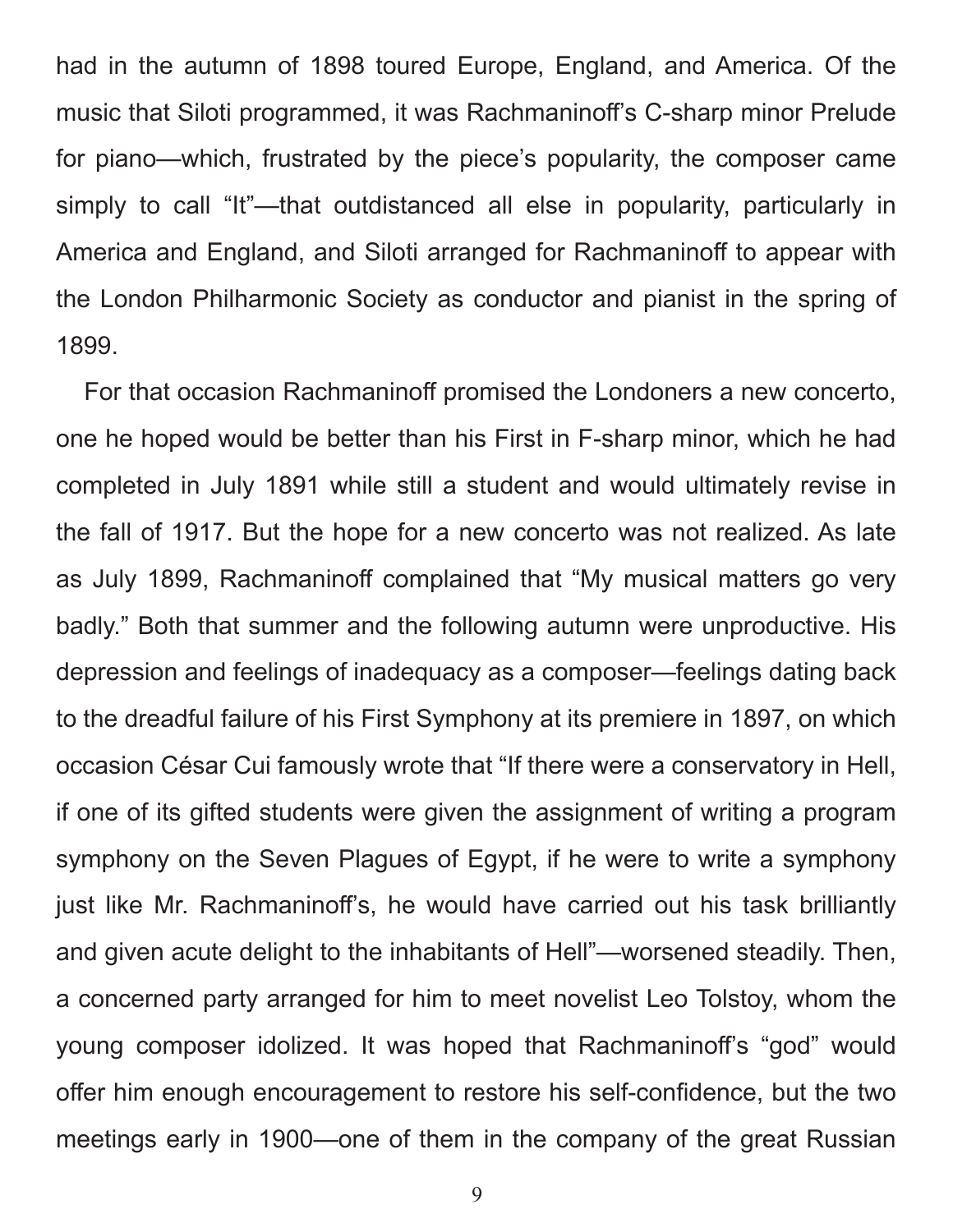had in the autumn of 1898 toured Europe, England, and America. Of the music that Siloti programmed, it was Rachmaninoff's C-sharp minor Prelude for piano—which, frustrated by the piece's popularity, the composer came simply to call "It"—that outdistanced all else in popularity, particularly in America and England, and Siloti arranged for Rachmaninoff to appear with the London Philharmonic Society as conductor and pianist in the spring of 1899.

For that occasion Rachmaninoff promised the Londoners a new concerto, one he hoped would be better than his First in F-sharp minor, which he had completed in July 1891 while still a student and would ultimately revise in the fall of 1917. But the hope for a new concerto was not realized. As late as July 1899, Rachmaninoff complained that "My musical matters go very badly." Both that summer and the following autumn were unproductive. His depression and feelings of inadequacy as a composer—feelings dating back to the dreadful failure of his First Symphony at its premiere in 1897, on which occasion César Cui famously wrote that "If there were a conservatory in Hell, if one of its gifted students were given the assignment of writing a program symphony on the Seven Plagues of Egypt, if he were to write a symphony just like Mr. Rachmaninoff's, he would have carried out his task brilliantly and given acute delight to the inhabitants of Hell"—worsened steadily. Then, a concerned party arranged for him to meet novelist Leo Tolstoy, whom the young composer idolized. It was hoped that Rachmaninoff's "god" would offer him enough encouragement to restore his self-confidence, but the two meetings early in 1900—one of them in the company of the great Russian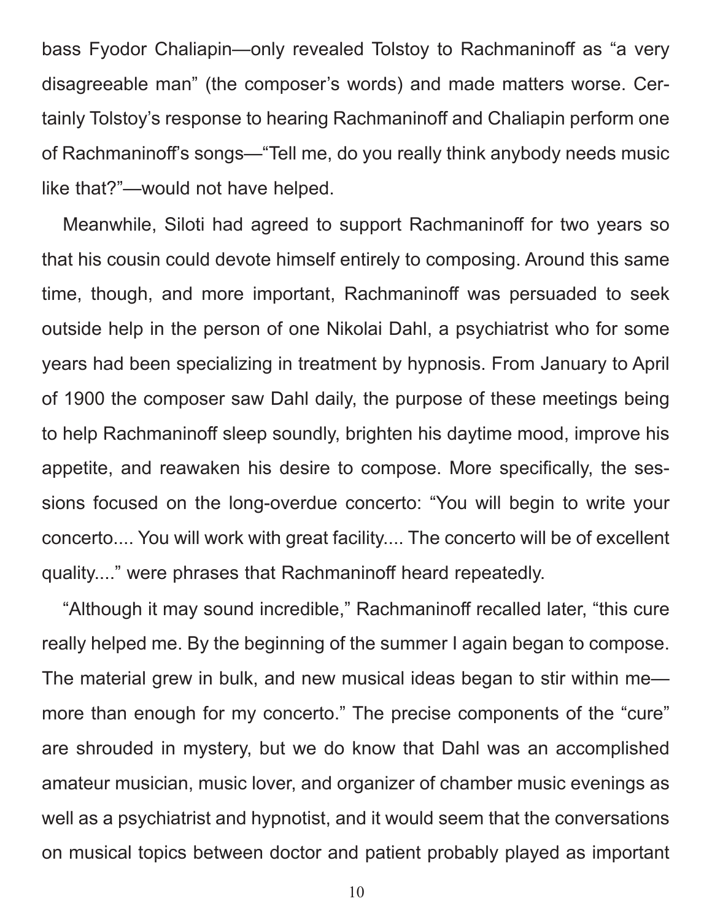bass Fyodor Chaliapin—only revealed Tolstoy to Rachmaninoff as "a very disagreeable man" (the composer's words) and made matters worse. Certainly Tolstoy's response to hearing Rachmaninoff and Chaliapin perform one of Rachmaninoff's songs—"Tell me, do you really think anybody needs music like that?"—would not have helped.

Meanwhile, Siloti had agreed to support Rachmaninoff for two years so that his cousin could devote himself entirely to composing. Around this same time, though, and more important, Rachmaninoff was persuaded to seek outside help in the person of one Nikolai Dahl, a psychiatrist who for some years had been specializing in treatment by hypnosis. From January to April of 1900 the composer saw Dahl daily, the purpose of these meetings being to help Rachmaninoff sleep soundly, brighten his daytime mood, improve his appetite, and reawaken his desire to compose. More specifically, the sessions focused on the long-overdue concerto: "You will begin to write your concerto.... You will work with great facility.... The concerto will be of excellent quality...." were phrases that Rachmaninoff heard repeatedly.

"Although it may sound incredible," Rachmaninoff recalled later, "this cure really helped me. By the beginning of the summer I again began to compose. The material grew in bulk, and new musical ideas began to stir within me—more than enough for my concerto." The precise components of the "cure" are shrouded in mystery, but we do know that Dahl was an accomplished amateur musician, music lover, and organizer of chamber music evenings as well as a psychiatrist and hypnotist, and it would seem that the conversations on musical topics between doctor and patient probably played as important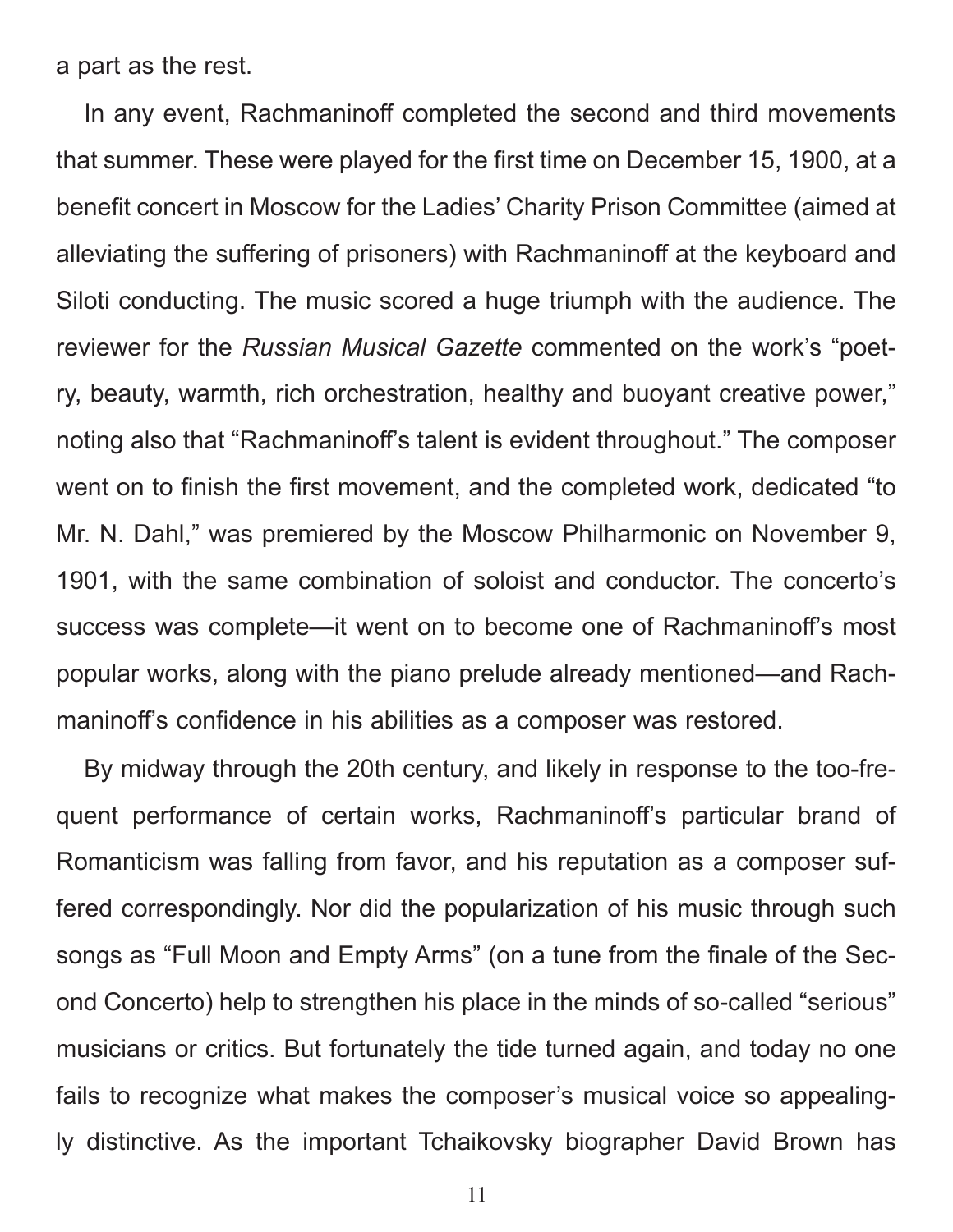a part as the rest.

In any event, Rachmaninoff completed the second and third movements that summer. These were played for the first time on December 15, 1900, at a benefit concert in Moscow for the Ladies' Charity Prison Committee (aimed at alleviating the suffering of prisoners) with Rachmaninoff at the keyboard and Siloti conducting. The music scored a huge triumph with the audience. The reviewer for the *Russian Musical Gazette* commented on the work's "poetry, beauty, warmth, rich orchestration, healthy and buoyant creative power," noting also that "Rachmaninoff's talent is evident throughout." The composer went on to finish the first movement, and the completed work, dedicated "to Mr. N. Dahl," was premiered by the Moscow Philharmonic on November 9, 1901, with the same combination of soloist and conductor. The concerto's success was complete—it went on to become one of Rachmaninoff's most popular works, along with the piano prelude already mentioned—and Rachmaninoff's confidence in his abilities as a composer was restored.

By midway through the 20th century, and likely in response to the too-frequent performance of certain works, Rachmaninoff's particular brand of Romanticism was falling from favor, and his reputation as a composer suffered correspondingly. Nor did the popularization of his music through such songs as "Full Moon and Empty Arms" (on a tune from the finale of the Second Concerto) help to strengthen his place in the minds of so-called "serious" musicians or critics. But fortunately the tide turned again, and today no one fails to recognize what makes the composer's musical voice so appealingly distinctive. As the important Tchaikovsky biographer David Brown has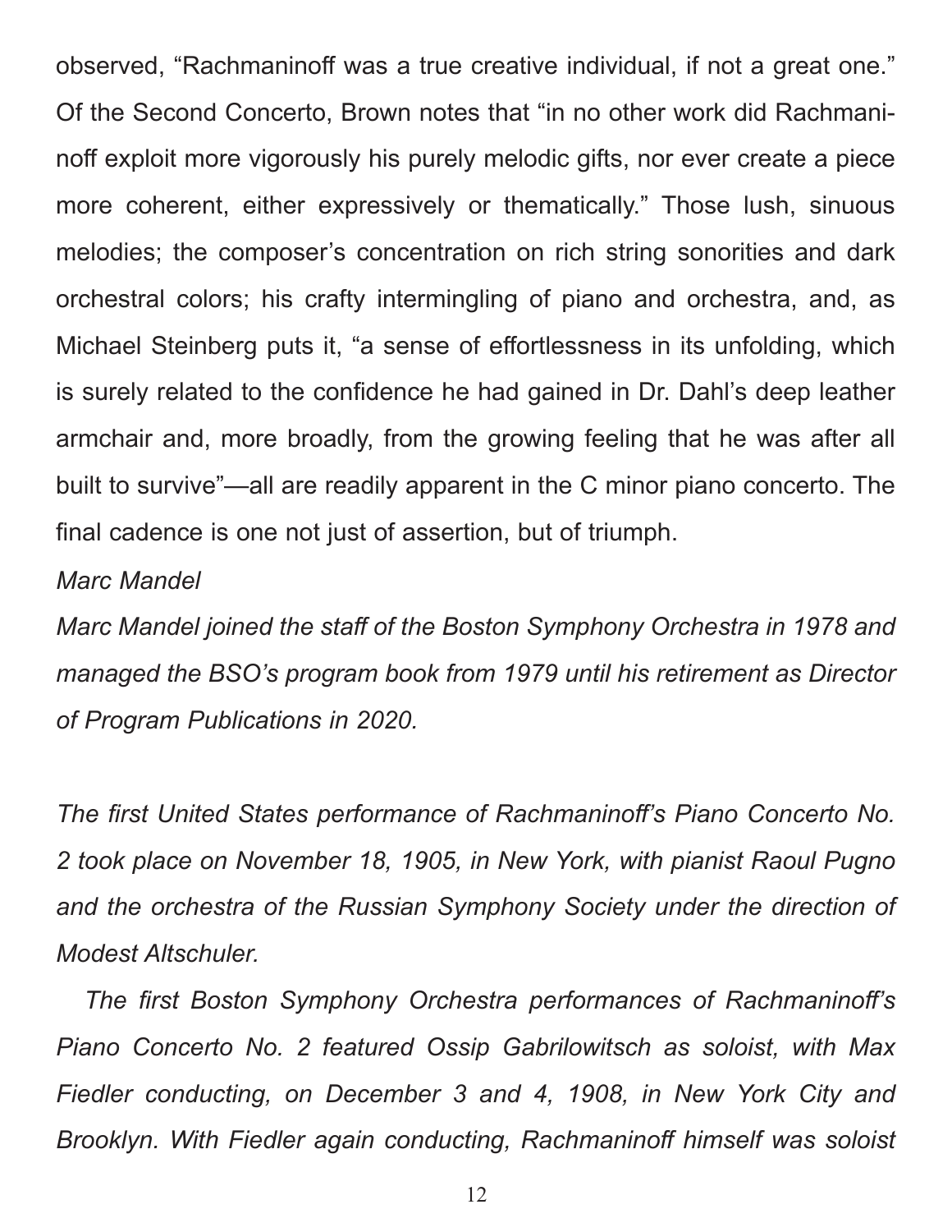observed, "Rachmaninoff was a true creative individual, if not a great one." Of the Second Concerto, Brown notes that "in no other work did Rachmaninoff exploit more vigorously his purely melodic gifts, nor ever create a piece more coherent, either expressively or thematically." Those lush, sinuous melodies; the composer's concentration on rich string sonorities and dark orchestral colors; his crafty intermingling of piano and orchestra, and, as Michael Steinberg puts it, "a sense of effortlessness in its unfolding, which is surely related to the confidence he had gained in Dr. Dahl's deep leather armchair and, more broadly, from the growing feeling that he was after all built to survive"—all are readily apparent in the C minor piano concerto. The final cadence is one not just of assertion, but of triumph.

*Marc Mandel*

*Marc Mandel joined the staff of the Boston Symphony Orchestra in 1978 and managed the BSO's program book from 1979 until his retirement as Director of Program Publications in 2020.*

*The first United States performance of Rachmaninoff's Piano Concerto No. 2 took place on November 18, 1905, in New York, with pianist Raoul Pugno and the orchestra of the Russian Symphony Society under the direction of Modest Altschuler.*

*The first Boston Symphony Orchestra performances of Rachmaninoff's Piano Concerto No. 2 featured Ossip Gabrilowitsch as soloist, with Max Fiedler conducting, on December 3 and 4, 1908, in New York City and Brooklyn. With Fiedler again conducting, Rachmaninoff himself was soloist*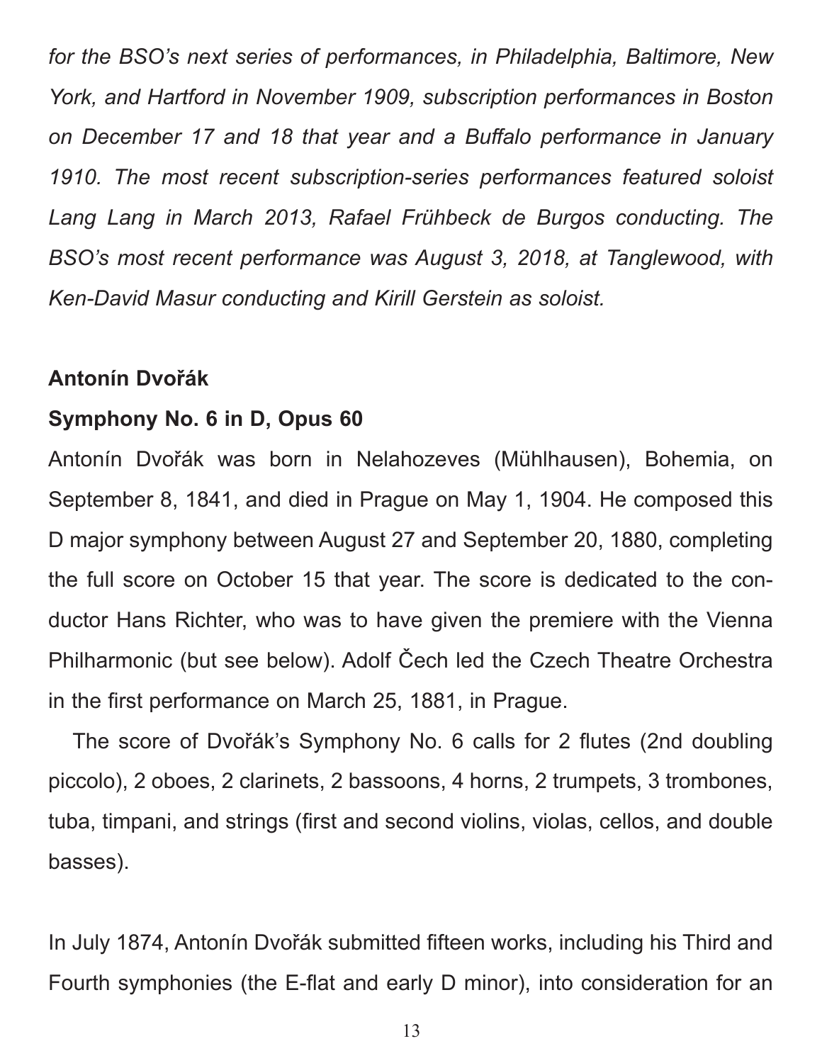*for the BSO's next series of performances, in Philadelphia, Baltimore, New York, and Hartford in November 1909, subscription performances in Boston on December 17 and 18 that year and a Buffalo performance in January 1910. The most recent subscription-series performances featured soloist Lang Lang in March 2013, Rafael Frühbeck de Burgos conducting. The BSO's most recent performance was August 3, 2018, at Tanglewood, with Ken-David Masur conducting and Kirill Gerstein as soloist.*

## Antonín Dvořák

### Symphony No. 6 in D, Opus 60

Antonín Dvořák was born in Nelahozeves (Mühlhausen), Bohemia, on September 8, 1841, and died in Prague on May 1, 1904. He composed this D major symphony between August 27 and September 20, 1880, completing the full score on October 15 that year. The score is dedicated to the conductor Hans Richter, who was to have given the premiere with the Vienna Philharmonic (but see below). Adolf Čech led the Czech Theatre Orchestra in the first performance on March 25, 1881, in Prague.

The score of Dvořák's Symphony No. 6 calls for 2 flutes (2nd doubling piccolo), 2 oboes, 2 clarinets, 2 bassoons, 4 horns, 2 trumpets, 3 trombones, tuba, timpani, and strings (first and second violins, violas, cellos, and double basses).

In July 1874, Antonín Dvořák submitted fifteen works, including his Third and Fourth symphonies (the E-flat and early D minor), into consideration for an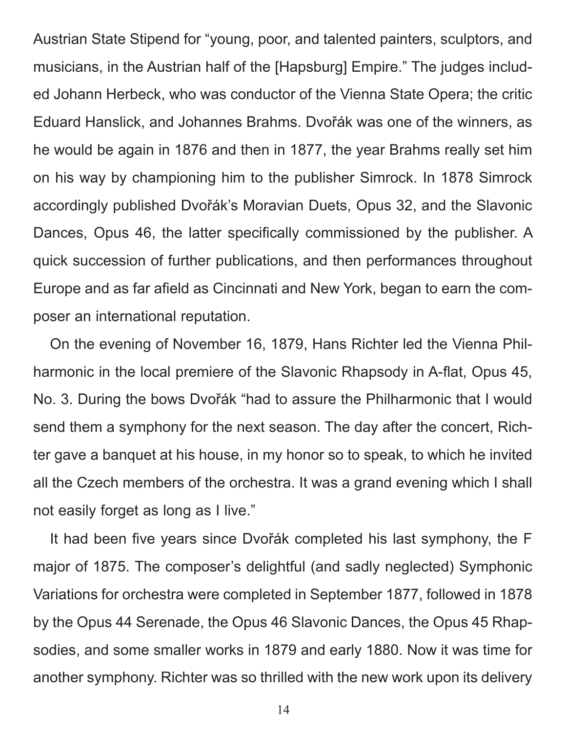Austrian State Stipend for "young, poor, and talented painters, sculptors, and musicians, in the Austrian half of the [Hapsburg] Empire." The judges included Johann Herbeck, who was conductor of the Vienna State Opera; the critic Eduard Hanslick, and Johannes Brahms. Dvořák was one of the winners, as he would be again in 1876 and then in 1877, the year Brahms really set him on his way by championing him to the publisher Simrock. In 1878 Simrock accordingly published Dvořák's Moravian Duets, Opus 32, and the Slavonic Dances, Opus 46, the latter specifically commissioned by the publisher. A quick succession of further publications, and then performances throughout Europe and as far afield as Cincinnati and New York, began to earn the composer an international reputation.

On the evening of November 16, 1879, Hans Richter led the Vienna Philharmonic in the local premiere of the Slavonic Rhapsody in A-flat, Opus 45, No. 3. During the bows Dvořák "had to assure the Philharmonic that I would send them a symphony for the next season. The day after the concert, Richter gave a banquet at his house, in my honor so to speak, to which he invited all the Czech members of the orchestra. It was a grand evening which I shall not easily forget as long as I live."

It had been five years since Dvořák completed his last symphony, the F major of 1875. The composer's delightful (and sadly neglected) Symphonic Variations for orchestra were completed in September 1877, followed in 1878 by the Opus 44 Serenade, the Opus 46 Slavonic Dances, the Opus 45 Rhapsodies, and some smaller works in 1879 and early 1880. Now it was time for another symphony. Richter was so thrilled with the new work upon its delivery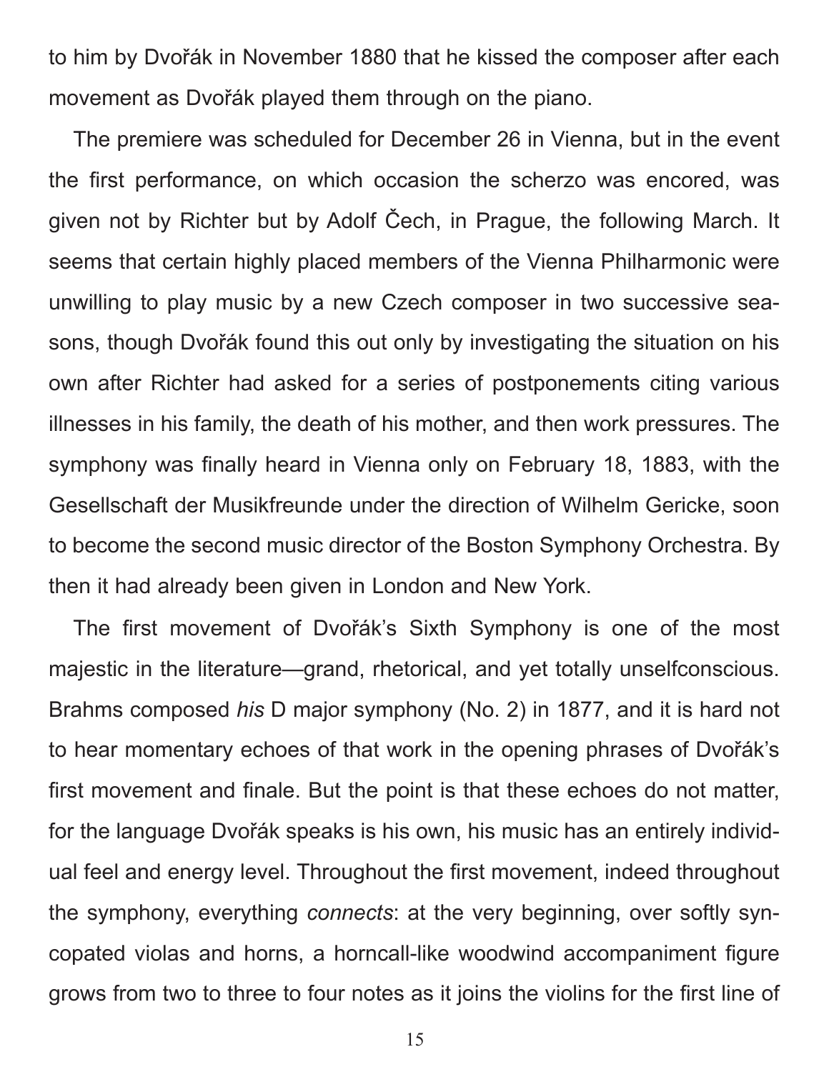to him by Dvořák in November 1880 that he kissed the composer after each movement as Dvořák played them through on the piano.

The premiere was scheduled for December 26 in Vienna, but in the event the first performance, on which occasion the scherzo was encored, was given not by Richter but by Adolf Čech, in Prague, the following March. It seems that certain highly placed members of the Vienna Philharmonic were unwilling to play music by a new Czech composer in two successive seasons, though Dvořák found this out only by investigating the situation on his own after Richter had asked for a series of postponements citing various illnesses in his family, the death of his mother, and then work pressures. The symphony was finally heard in Vienna only on February 18, 1883, with the Gesellschaft der Musikfreunde under the direction of Wilhelm Gericke, soon to become the second music director of the Boston Symphony Orchestra. By then it had already been given in London and New York.

The first movement of Dvořák's Sixth Symphony is one of the most majestic in the literature—grand, rhetorical, and yet totally unselfconscious. Brahms composed *his* D major symphony (No. 2) in 1877, and it is hard not to hear momentary echoes of that work in the opening phrases of Dvořák's first movement and finale. But the point is that these echoes do not matter, for the language Dvořák speaks is his own, his music has an entirely individual feel and energy level. Throughout the first movement, indeed throughout the symphony, everything *connects*: at the very beginning, over softly syncopated violas and horns, a horncall-like woodwind accompaniment figure grows from two to three to four notes as it joins the violins for the first line of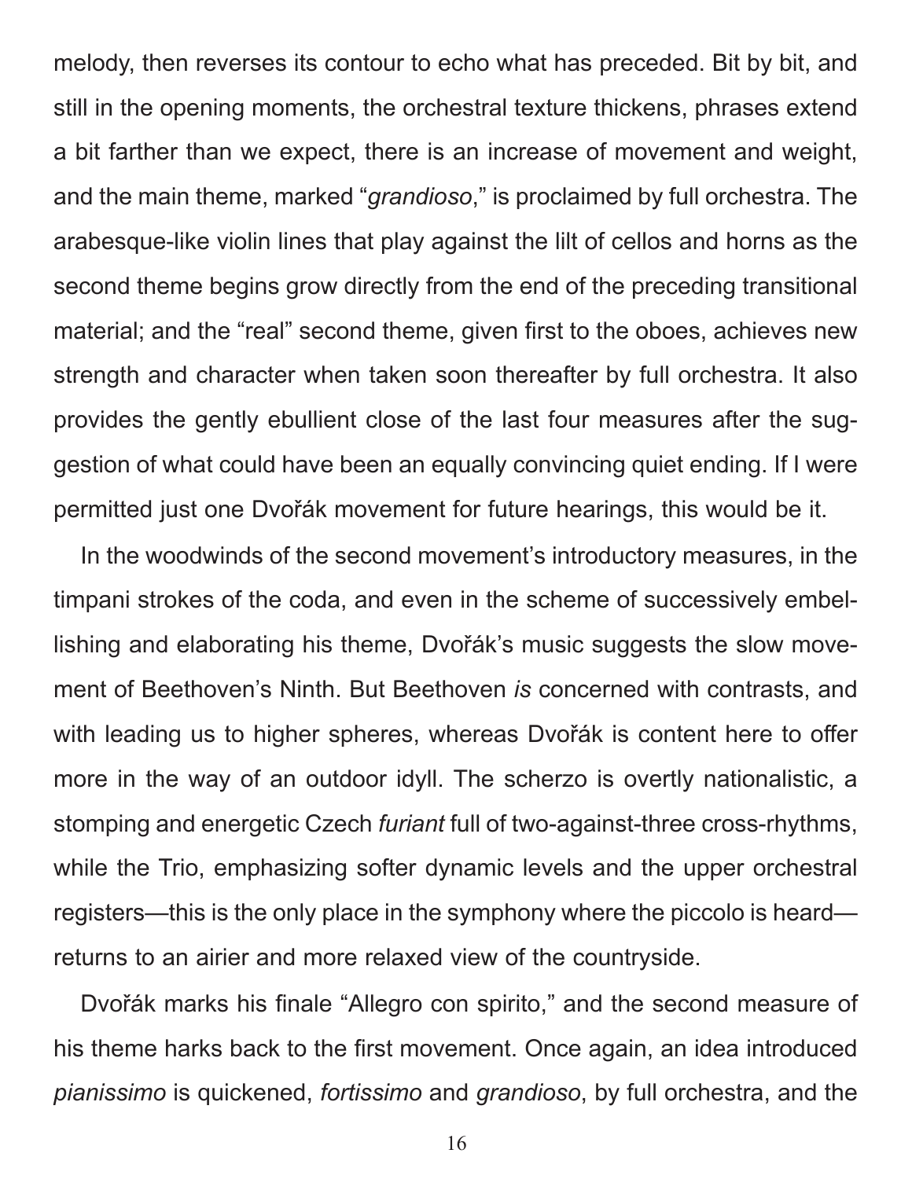melody, then reverses its contour to echo what has preceded. Bit by bit, and still in the opening moments, the orchestral texture thickens, phrases extend a bit farther than we expect, there is an increase of movement and weight, and the main theme, marked "*grandioso*," is proclaimed by full orchestra. The arabesque-like violin lines that play against the lilt of cellos and horns as the second theme begins grow directly from the end of the preceding transitional material; and the "real" second theme, given first to the oboes, achieves new strength and character when taken soon thereafter by full orchestra. It also provides the gently ebullient close of the last four measures after the suggestion of what could have been an equally convincing quiet ending. If I were permitted just one Dvořák movement for future hearings, this would be it.

In the woodwinds of the second movement's introductory measures, in the timpani strokes of the coda, and even in the scheme of successively embellishing and elaborating his theme, Dvořák's music suggests the slow movement of Beethoven's Ninth. But Beethoven *is* concerned with contrasts, and with leading us to higher spheres, whereas Dvořák is content here to offer more in the way of an outdoor idyll. The scherzo is overtly nationalistic, a stomping and energetic Czech *furiant* full of two-against-three cross-rhythms, while the Trio, emphasizing softer dynamic levels and the upper orchestral registers—this is the only place in the symphony where the piccolo is heard—returns to an airier and more relaxed view of the countryside.

Dvořák marks his finale "Allegro con spirito," and the second measure of his theme harks back to the first movement. Once again, an idea introduced *pianissimo* is quickened, *fortissimo* and *grandioso*, by full orchestra, and the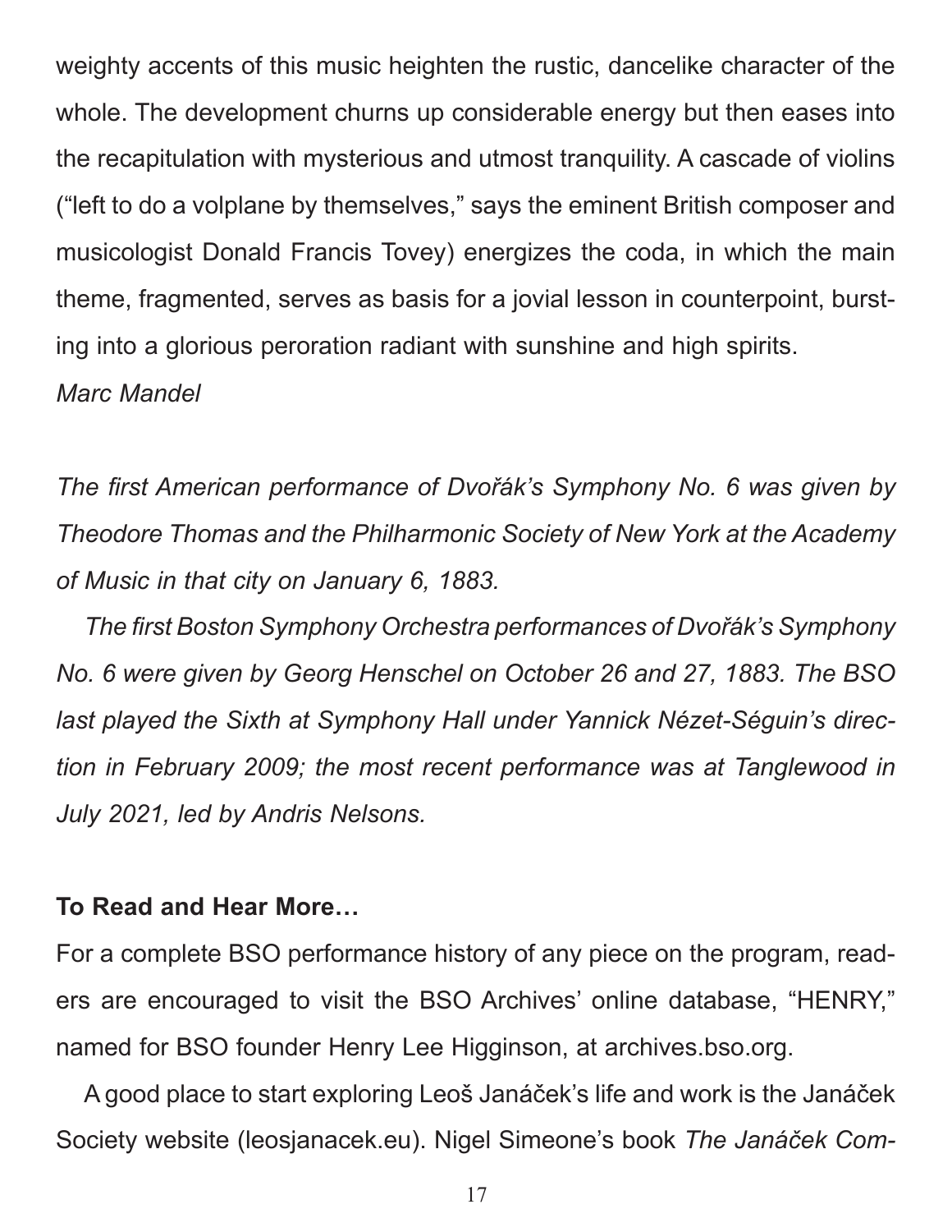weighty accents of this music heighten the rustic, dancelike character of the whole. The development churns up considerable energy but then eases into the recapitulation with mysterious and utmost tranquility. A cascade of violins ("left to do a volplane by themselves," says the eminent British composer and musicologist Donald Francis Tovey) energizes the coda, in which the main theme, fragmented, serves as basis for a jovial lesson in counterpoint, bursting into a glorious peroration radiant with sunshine and high spirits.

*Marc Mandel*

*The first American performance of Dvořák's Symphony No. 6 was given by Theodore Thomas and the Philharmonic Society of New York at the Academy of Music in that city on January 6, 1883.*

*The first Boston Symphony Orchestra performances of Dvořák's Symphony No. 6 were given by Georg Henschel on October 26 and 27, 1883. The BSO last played the Sixth at Symphony Hall under Yannick Nézet-Séguin's direction in February 2009; the most recent performance was at Tanglewood in July 2021, led by Andris Nelsons.*

**To Read and Hear More…**

For a complete BSO performance history of any piece on the program, readers are encouraged to visit the BSO Archives' online database, "HENRY," named for BSO founder Henry Lee Higginson, at archives.bso.org.

A good place to start exploring Leoš Janáček's life and work is the Janáček Society website (leosjanacek.eu). Nigel Simeone's book *The Janáček Com-*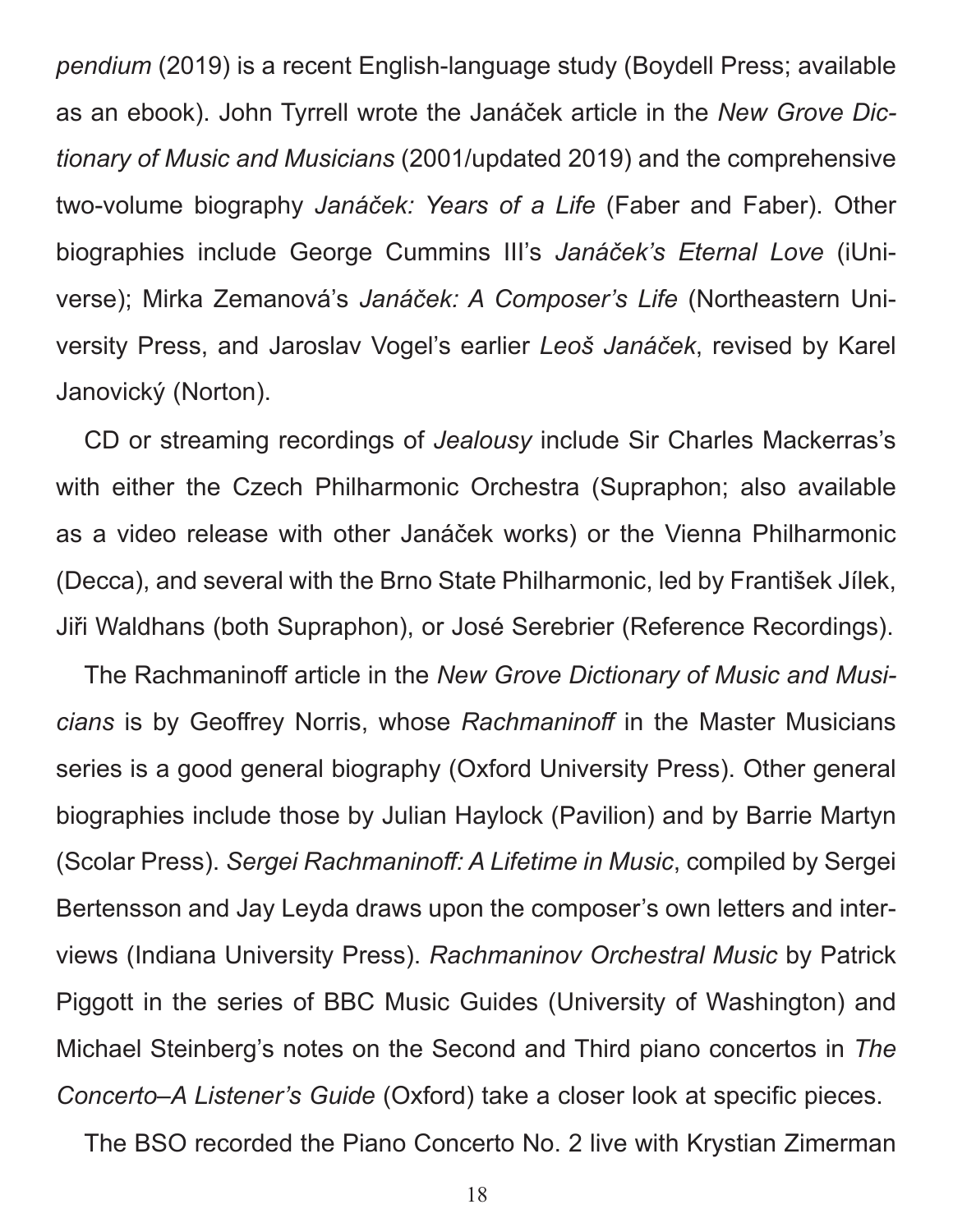*pendium* (2019) is a recent English-language study (Boydell Press; available as an ebook). John Tyrrell wrote the Janáček article in the *New Grove Dictionary of Music and Musicians* (2001/updated 2019) and the comprehensive two-volume biography *Janáček: Years of a Life* (Faber and Faber). Other biographies include George Cummins III's *Janáček's Eternal Love* (iUniverse); Mirka Zemanová's *Janáček: A Composer's Life* (Northeastern University Press, and Jaroslav Vogel's earlier *Leoš Janáček*, revised by Karel Janovický (Norton).

CD or streaming recordings of *Jealousy* include Sir Charles Mackerras's with either the Czech Philharmonic Orchestra (Supraphon; also available as a video release with other Janáček works) or the Vienna Philharmonic (Decca), and several with the Brno State Philharmonic, led by František Jílek, Jiři Waldhans (both Supraphon), or José Serebrier (Reference Recordings).

The Rachmaninoff article in the *New Grove Dictionary of Music and Musicians* is by Geoffrey Norris, whose *Rachmaninoff* in the Master Musicians series is a good general biography (Oxford University Press). Other general biographies include those by Julian Haylock (Pavilion) and by Barrie Martyn (Scolar Press). *Sergei Rachmaninoff: A Lifetime in Music*, compiled by Sergei Bertensson and Jay Leyda draws upon the composer's own letters and interviews (Indiana University Press). *Rachmaninov Orchestral Music* by Patrick Piggott in the series of BBC Music Guides (University of Washington) and Michael Steinberg's notes on the Second and Third piano concertos in *The Concerto–A Listener's Guide* (Oxford) take a closer look at specific pieces.

The BSO recorded the Piano Concerto No. 2 live with Krystian Zimerman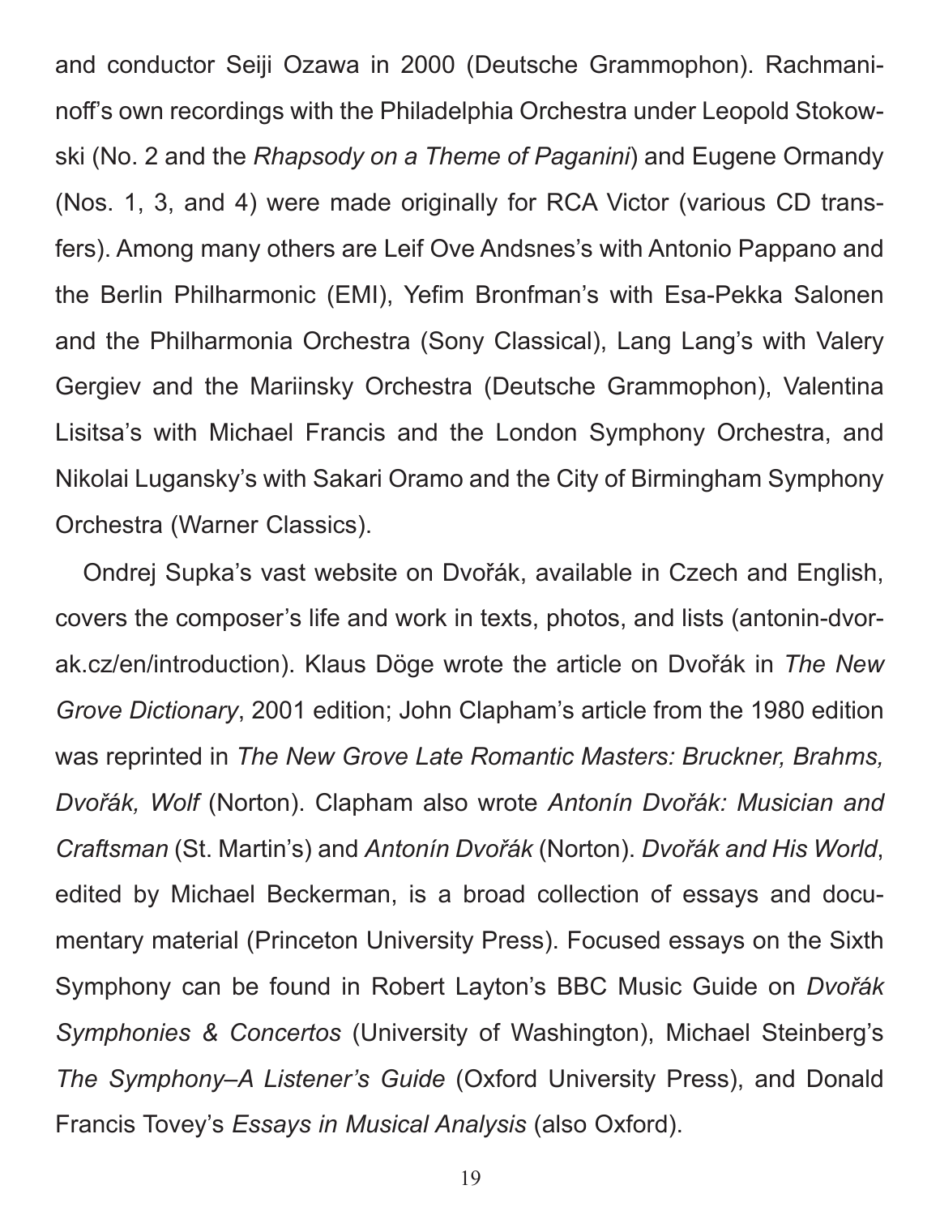and conductor Seiji Ozawa in 2000 (Deutsche Grammophon). Rachmaninoff's own recordings with the Philadelphia Orchestra under Leopold Stokowski (No. 2 and the *Rhapsody on a Theme of Paganini*) and Eugene Ormandy (Nos. 1, 3, and 4) were made originally for RCA Victor (various CD transfers). Among many others are Leif Ove Andsnes's with Antonio Pappano and the Berlin Philharmonic (EMI), Yefim Bronfman's with Esa-Pekka Salonen and the Philharmonia Orchestra (Sony Classical), Lang Lang's with Valery Gergiev and the Mariinsky Orchestra (Deutsche Grammophon), Valentina Lisitsa's with Michael Francis and the London Symphony Orchestra, and Nikolai Lugansky's with Sakari Oramo and the City of Birmingham Symphony Orchestra (Warner Classics).

Ondrej Supka's vast website on Dvořák, available in Czech and English, covers the composer's life and work in texts, photos, and lists (antonin-dvorak.cz/en/introduction). Klaus Döge wrote the article on Dvořák in *The New Grove Dictionary*, 2001 edition; John Clapham's article from the 1980 edition was reprinted in *The New Grove Late Romantic Masters: Bruckner, Brahms, Dvořák, Wolf* (Norton). Clapham also wrote *Antonín Dvořák: Musician and Craftsman* (St. Martin's) and *Antonín Dvořák* (Norton). *Dvořák and His World*, edited by Michael Beckerman, is a broad collection of essays and documentary material (Princeton University Press). Focused essays on the Sixth Symphony can be found in Robert Layton's BBC Music Guide on *Dvořák Symphonies & Concertos* (University of Washington), Michael Steinberg's *The Symphony–A Listener's Guide* (Oxford University Press), and Donald Francis Tovey's *Essays in Musical Analysis* (also Oxford).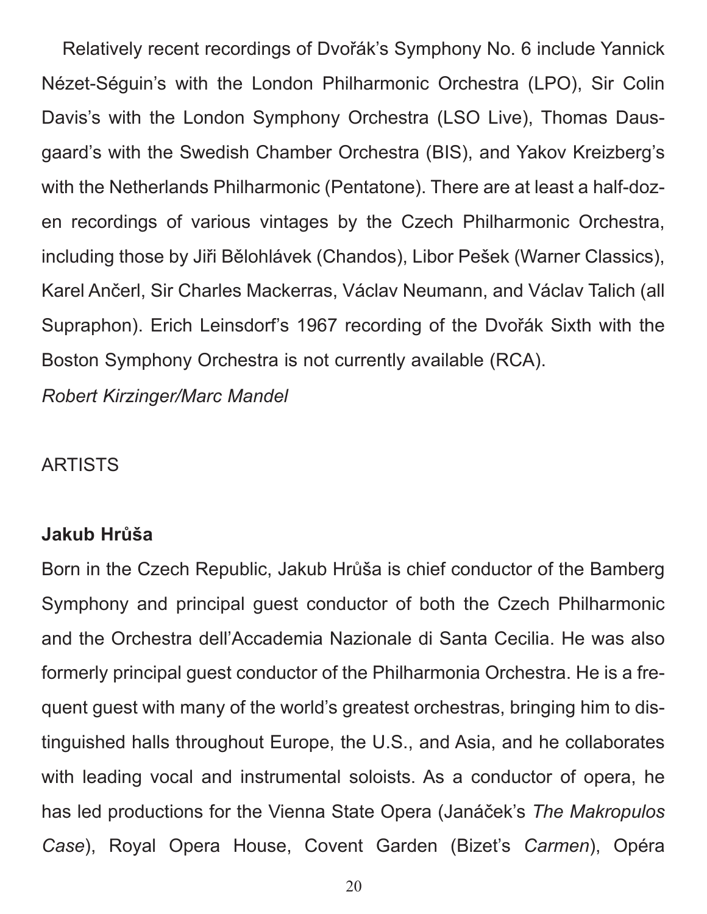Relatively recent recordings of Dvořák's Symphony No. 6 include Yannick Nézet-Séguin's with the London Philharmonic Orchestra (LPO), Sir Colin Davis's with the London Symphony Orchestra (LSO Live), Thomas Dausgaard's with the Swedish Chamber Orchestra (BIS), and Yakov Kreizberg's with the Netherlands Philharmonic (Pentatone). There are at least a half-dozen recordings of various vintages by the Czech Philharmonic Orchestra, including those by Jiři Bělohlávek (Chandos), Libor Pešek (Warner Classics), Karel Ančerl, Sir Charles Mackerras, Václav Neumann, and Václav Talich (all Supraphon). Erich Leinsdorf's 1967 recording of the Dvořák Sixth with the Boston Symphony Orchestra is not currently available (RCA).

*Robert Kirzinger/Marc Mandel*

ARTISTS

**Jakub Hrůša**

Born in the Czech Republic, Jakub Hrůša is chief conductor of the Bamberg Symphony and principal guest conductor of both the Czech Philharmonic and the Orchestra dell'Accademia Nazionale di Santa Cecilia. He was also formerly principal guest conductor of the Philharmonia Orchestra. He is a frequent guest with many of the world's greatest orchestras, bringing him to distinguished halls throughout Europe, the U.S., and Asia, and he collaborates with leading vocal and instrumental soloists. As a conductor of opera, he has led productions for the Vienna State Opera (Janáček's *The Makropulos Case*), Royal Opera House, Covent Garden (Bizet's *Carmen*), Opéra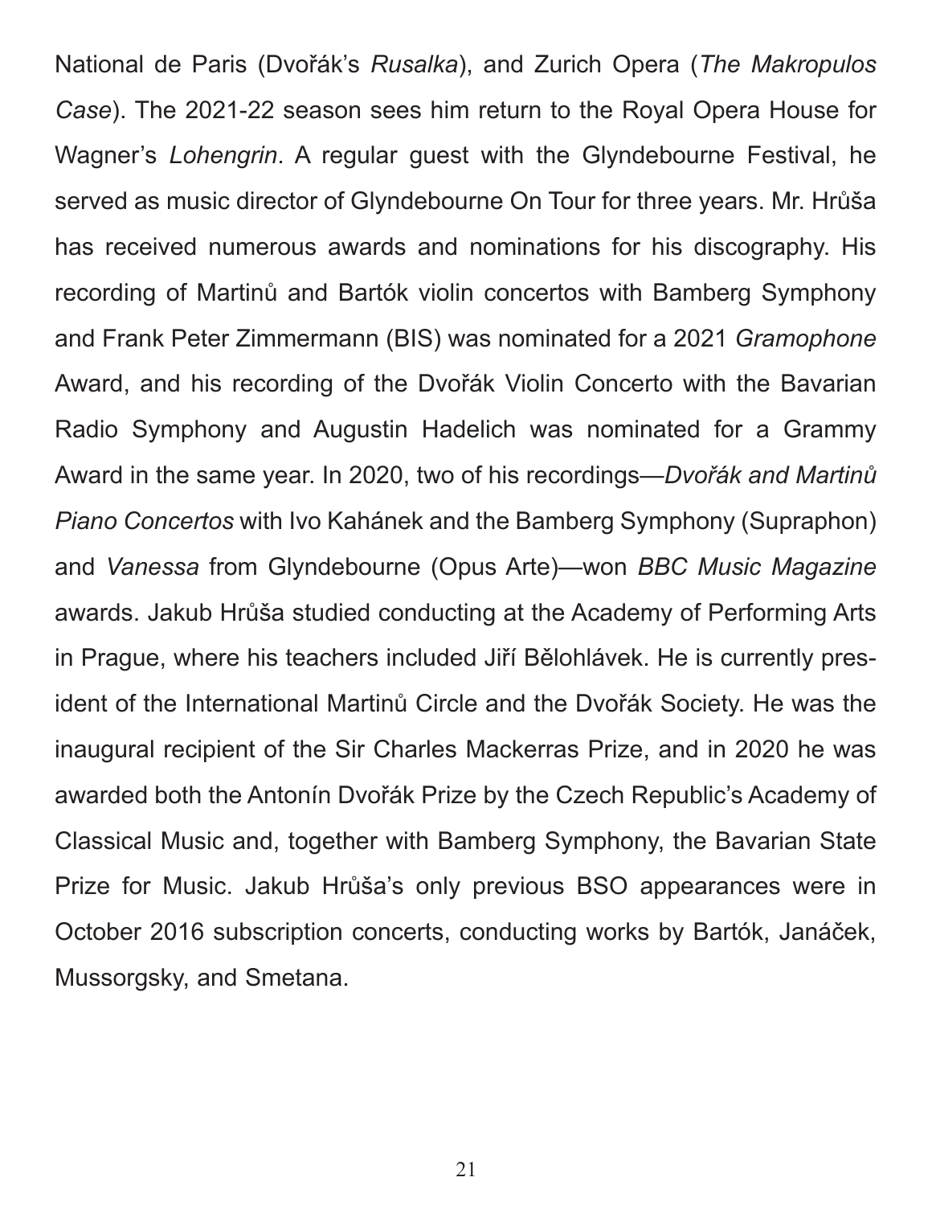National de Paris (Dvořák's *Rusalka*), and Zurich Opera (*The Makropulos Case*). The 2021-22 season sees him return to the Royal Opera House for Wagner's *Lohengrin*. A regular guest with the Glyndebourne Festival, he served as music director of Glyndebourne On Tour for three years. Mr. Hrůša has received numerous awards and nominations for his discography. His recording of Martinů and Bartók violin concertos with Bamberg Symphony and Frank Peter Zimmermann (BIS) was nominated for a 2021 *Gramophone* Award, and his recording of the Dvořák Violin Concerto with the Bavarian Radio Symphony and Augustin Hadelich was nominated for a Grammy Award in the same year. In 2020, two of his recordings—*Dvořák and Martinů Piano Concertos* with Ivo Kahánek and the Bamberg Symphony (Supraphon) and *Vanessa* from Glyndebourne (Opus Arte)—won *BBC Music Magazine* awards. Jakub Hrůša studied conducting at the Academy of Performing Arts in Prague, where his teachers included Jiří Bělohlávek. He is currently president of the International Martinů Circle and the Dvořák Society. He was the inaugural recipient of the Sir Charles Mackerras Prize, and in 2020 he was awarded both the Antonín Dvořák Prize by the Czech Republic's Academy of Classical Music and, together with Bamberg Symphony, the Bavarian State Prize for Music. Jakub Hrůša's only previous BSO appearances were in October 2016 subscription concerts, conducting works by Bartók, Janáček, Mussorgsky, and Smetana.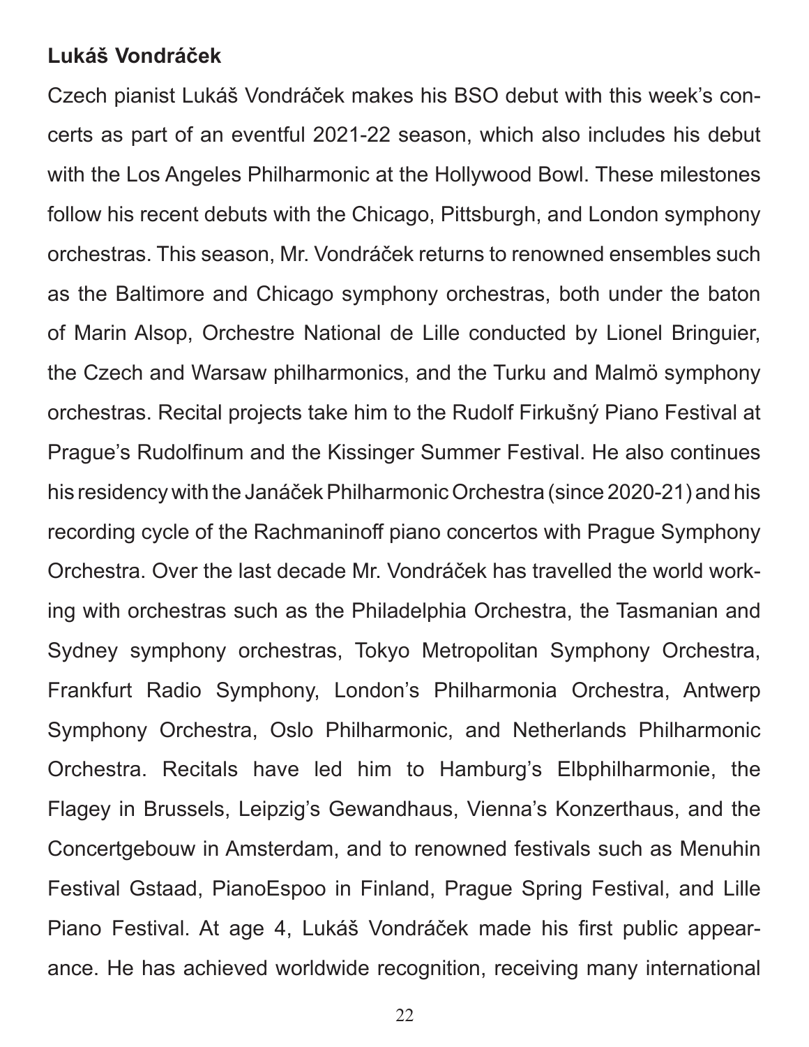**Lukáš Vondráček**

Czech pianist Lukáš Vondráček makes his BSO debut with this week's concerts as part of an eventful 2021-22 season, which also includes his debut with the Los Angeles Philharmonic at the Hollywood Bowl. These milestones follow his recent debuts with the Chicago, Pittsburgh, and London symphony orchestras. This season, Mr. Vondráček returns to renowned ensembles such as the Baltimore and Chicago symphony orchestras, both under the baton of Marin Alsop, Orchestre National de Lille conducted by Lionel Bringuier, the Czech and Warsaw philharmonics, and the Turku and Malmö symphony orchestras. Recital projects take him to the Rudolf Firkušný Piano Festival at Prague's Rudolfinum and the Kissinger Summer Festival. He also continues his residency with the Janáček Philharmonic Orchestra (since 2020-21) and his recording cycle of the Rachmaninoff piano concertos with Prague Symphony Orchestra. Over the last decade Mr. Vondráček has travelled the world working with orchestras such as the Philadelphia Orchestra, the Tasmanian and Sydney symphony orchestras, Tokyo Metropolitan Symphony Orchestra, Frankfurt Radio Symphony, London's Philharmonia Orchestra, Antwerp Symphony Orchestra, Oslo Philharmonic, and Netherlands Philharmonic Orchestra. Recitals have led him to Hamburg's Elbphilharmonie, the Flagey in Brussels, Leipzig's Gewandhaus, Vienna's Konzerthaus, and the Concertgebouw in Amsterdam, and to renowned festivals such as Menuhin Festival Gstaad, PianoEspoo in Finland, Prague Spring Festival, and Lille Piano Festival. At age 4, Lukáš Vondráček made his first public appearance. He has achieved worldwide recognition, receiving many international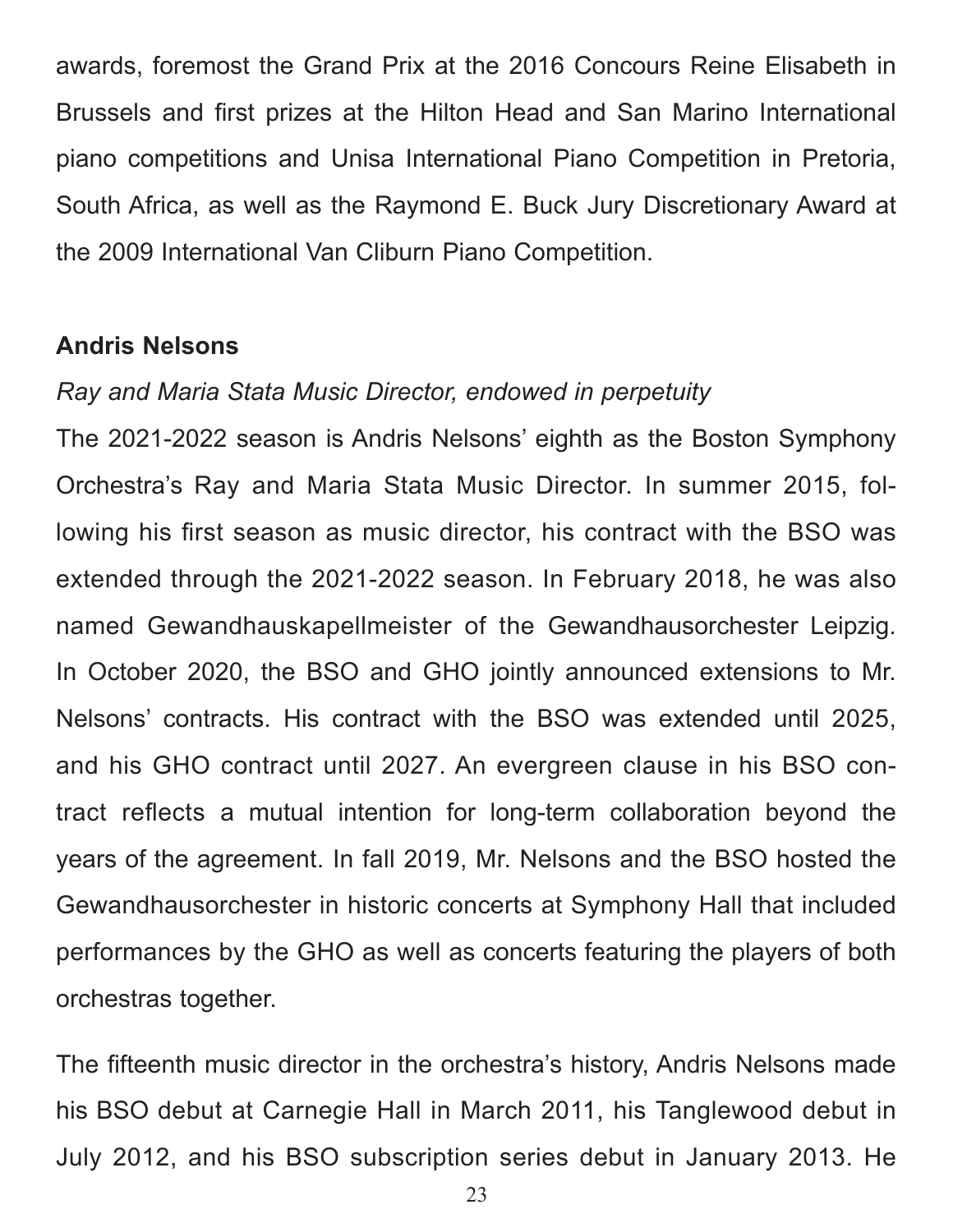awards, foremost the Grand Prix at the 2016 Concours Reine Elisabeth in Brussels and first prizes at the Hilton Head and San Marino International piano competitions and Unisa International Piano Competition in Pretoria, South Africa, as well as the Raymond E. Buck Jury Discretionary Award at the 2009 International Van Cliburn Piano Competition.

**Andris Nelsons**

*Ray and Maria Stata Music Director, endowed in perpetuity*

The 2021-2022 season is Andris Nelsons' eighth as the Boston Symphony Orchestra's Ray and Maria Stata Music Director. In summer 2015, following his first season as music director, his contract with the BSO was extended through the 2021-2022 season. In February 2018, he was also named Gewandhauskapellmeister of the Gewandhausorchester Leipzig. In October 2020, the BSO and GHO jointly announced extensions to Mr. Nelsons' contracts. His contract with the BSO was extended until 2025, and his GHO contract until 2027. An evergreen clause in his BSO contract reflects a mutual intention for long-term collaboration beyond the years of the agreement. In fall 2019, Mr. Nelsons and the BSO hosted the Gewandhausorchester in historic concerts at Symphony Hall that included performances by the GHO as well as concerts featuring the players of both orchestras together.

The fifteenth music director in the orchestra's history, Andris Nelsons made his BSO debut at Carnegie Hall in March 2011, his Tanglewood debut in July 2012, and his BSO subscription series debut in January 2013. He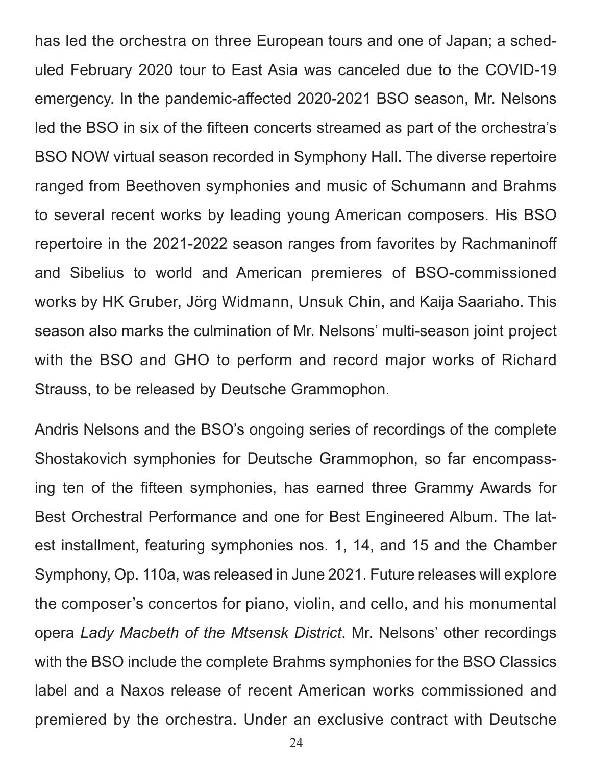has led the orchestra on three European tours and one of Japan; a scheduled February 2020 tour to East Asia was canceled due to the COVID-19 emergency. In the pandemic-affected 2020-2021 BSO season, Mr. Nelsons led the BSO in six of the fifteen concerts streamed as part of the orchestra's BSO NOW virtual season recorded in Symphony Hall. The diverse repertoire ranged from Beethoven symphonies and music of Schumann and Brahms to several recent works by leading young American composers. His BSO repertoire in the 2021-2022 season ranges from favorites by Rachmaninoff and Sibelius to world and American premieres of BSO-commissioned works by HK Gruber, Jörg Widmann, Unsuk Chin, and Kaija Saariaho. This season also marks the culmination of Mr. Nelsons' multi-season joint project with the BSO and GHO to perform and record major works of Richard Strauss, to be released by Deutsche Grammophon.

Andris Nelsons and the BSO's ongoing series of recordings of the complete Shostakovich symphonies for Deutsche Grammophon, so far encompassing ten of the fifteen symphonies, has earned three Grammy Awards for Best Orchestral Performance and one for Best Engineered Album. The latest installment, featuring symphonies nos. 1, 14, and 15 and the Chamber Symphony, Op. 110a, was released in June 2021. Future releases will explore the composer's concertos for piano, violin, and cello, and his monumental opera *Lady Macbeth of the Mtsensk District*. Mr. Nelsons' other recordings with the BSO include the complete Brahms symphonies for the BSO Classics label and a Naxos release of recent American works commissioned and premiered by the orchestra. Under an exclusive contract with Deutsche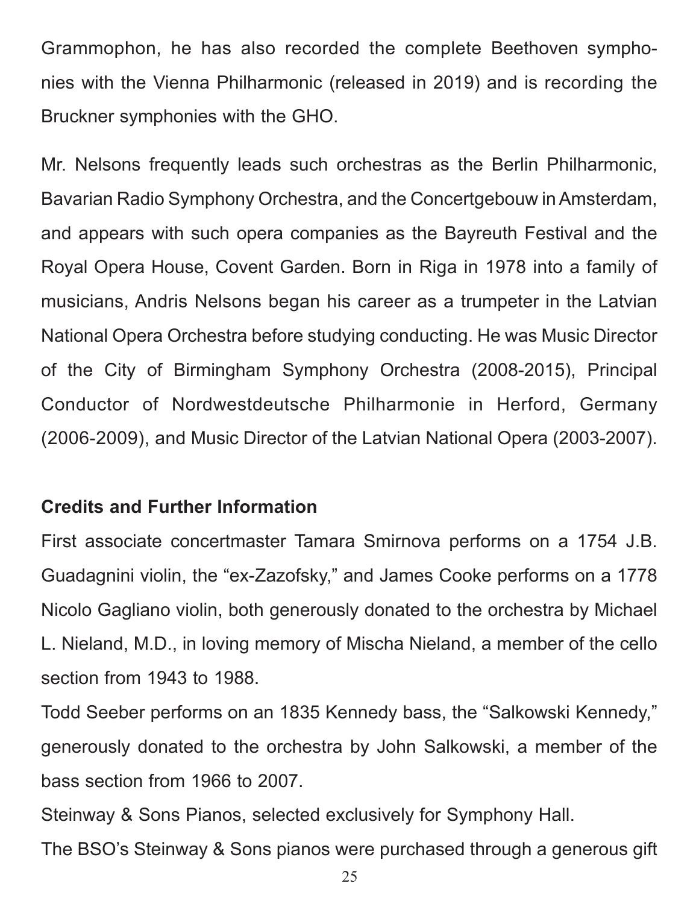Grammophon, he has also recorded the complete Beethoven symphonies with the Vienna Philharmonic (released in 2019) and is recording the Bruckner symphonies with the GHO.

Mr. Nelsons frequently leads such orchestras as the Berlin Philharmonic, Bavarian Radio Symphony Orchestra, and the Concertgebouw in Amsterdam, and appears with such opera companies as the Bayreuth Festival and the Royal Opera House, Covent Garden. Born in Riga in 1978 into a family of musicians, Andris Nelsons began his career as a trumpeter in the Latvian National Opera Orchestra before studying conducting. He was Music Director of the City of Birmingham Symphony Orchestra (2008-2015), Principal Conductor of Nordwestdeutsche Philharmonie in Herford, Germany (2006-2009), and Music Director of the Latvian National Opera (2003-2007).

**Credits and Further Information**

First associate concertmaster Tamara Smirnova performs on a 1754 J.B. Guadagnini violin, the "ex-Zazofsky," and James Cooke performs on a 1778 Nicolo Gagliano violin, both generously donated to the orchestra by Michael L. Nieland, M.D., in loving memory of Mischa Nieland, a member of the cello section from 1943 to 1988.

Todd Seeber performs on an 1835 Kennedy bass, the "Salkowski Kennedy," generously donated to the orchestra by John Salkowski, a member of the bass section from 1966 to 2007.

Steinway & Sons Pianos, selected exclusively for Symphony Hall.

The BSO's Steinway & Sons pianos were purchased through a generous gift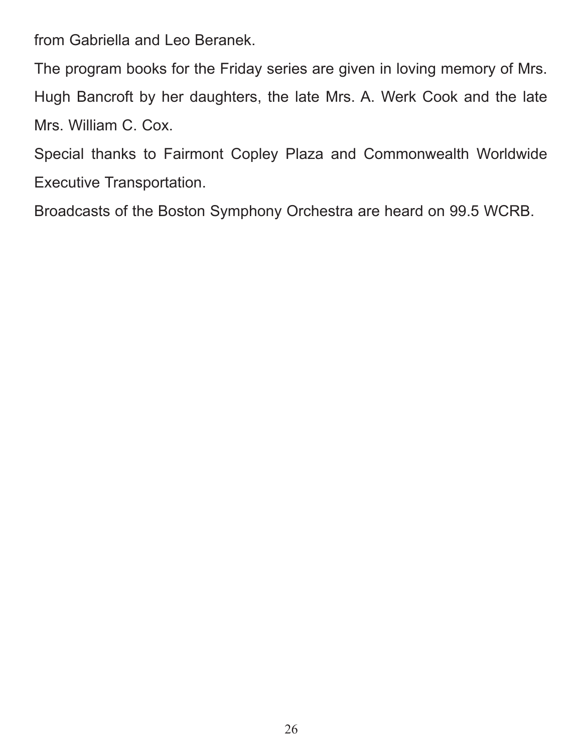from Gabriella and Leo Beranek.

The program books for the Friday series are given in loving memory of Mrs. Hugh Bancroft by her daughters, the late Mrs. A. Werk Cook and the late Mrs. William C. Cox.

Special thanks to Fairmont Copley Plaza and Commonwealth Worldwide Executive Transportation.

Broadcasts of the Boston Symphony Orchestra are heard on 99.5 WCRB.